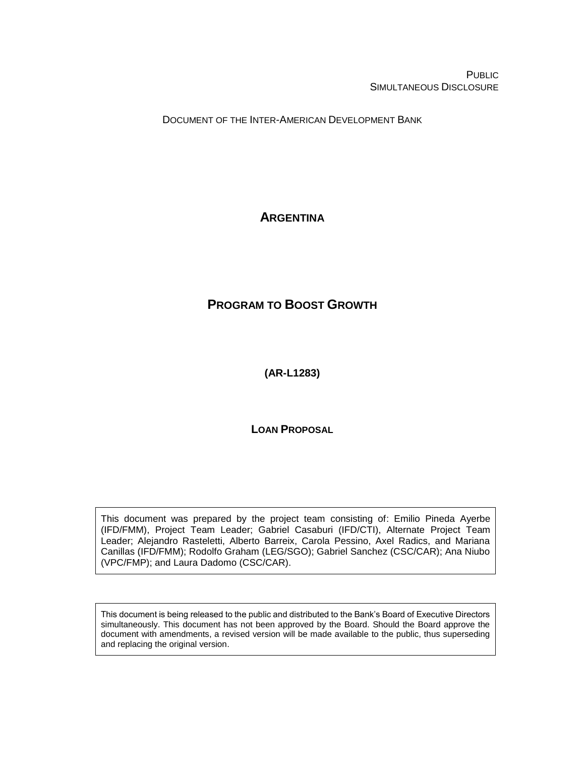PUBLIC
SIMULTANEOUS DISCLOSURE

DOCUMENT OF THE INTER-AMERICAN DEVELOPMENT BANK

# ARGENTINA

# PROGRAM TO BOOST GROWTH

**(AR-L1283)**

**LOAN PROPOSAL**

This document was prepared by the project team consisting of: Emilio Pineda Ayerbe (IFD/FMM), Project Team Leader; Gabriel Casaburi (IFD/CTI), Alternate Project Team Leader; Alejandro Rasteletti, Alberto Barreix, Carola Pessino, Axel Radics, and Mariana Canillas (IFD/FMM); Rodolfo Graham (LEG/SGO); Gabriel Sanchez (CSC/CAR); Ana Niubo (VPC/FMP); and Laura Dadomo (CSC/CAR).

This document is being released to the public and distributed to the Bank's Board of Executive Directors simultaneously. This document has not been approved by the Board. Should the Board approve the document with amendments, a revised version will be made available to the public, thus superseding and replacing the original version.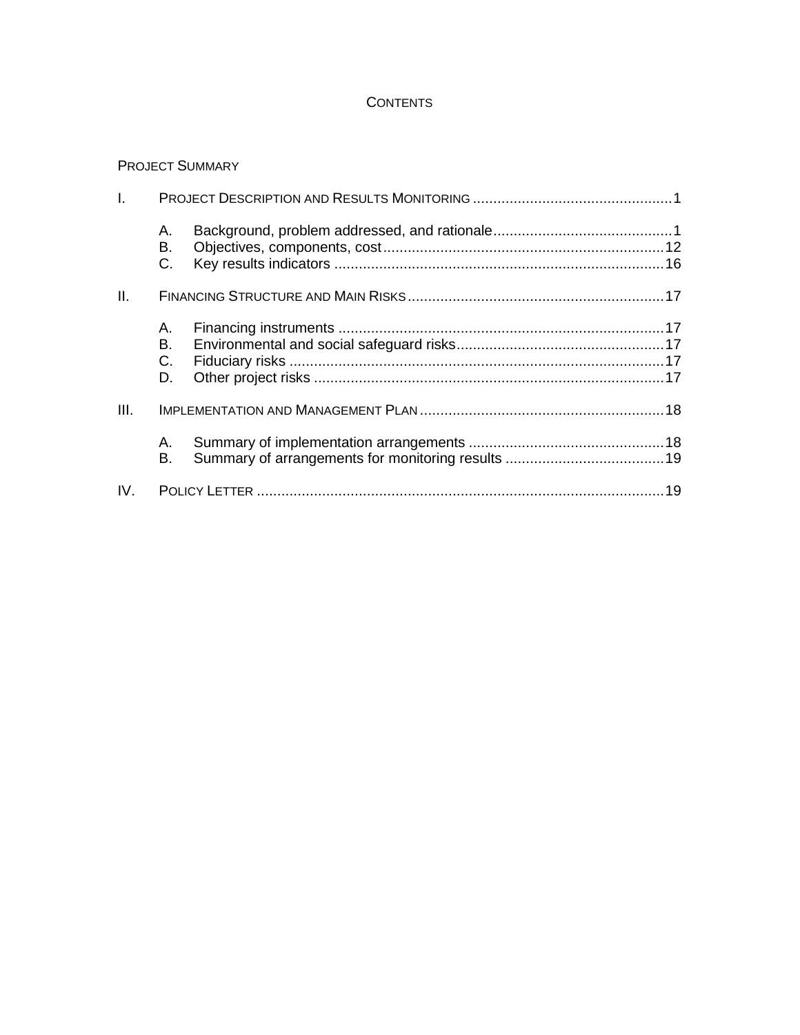# CONTENTS

PROJECT SUMMARY

I. PROJECT DESCRIPTION AND RESULTS MONITORING ........ 1

- A. Background, problem addressed, and rationale ........ 1
- B. Objectives, components, cost ........ 12
- C. Key results indicators ........ 16

II. FINANCING STRUCTURE AND MAIN RISKS ........ 17

- A. Financing instruments ........ 17
- B. Environmental and social safeguard risks ........ 17
- C. Fiduciary risks ........ 17
- D. Other project risks ........ 17

III. IMPLEMENTATION AND MANAGEMENT PLAN ........ 18

- A. Summary of implementation arrangements ........ 18
- B. Summary of arrangements for monitoring results ........ 19

IV. POLICY LETTER ........ 19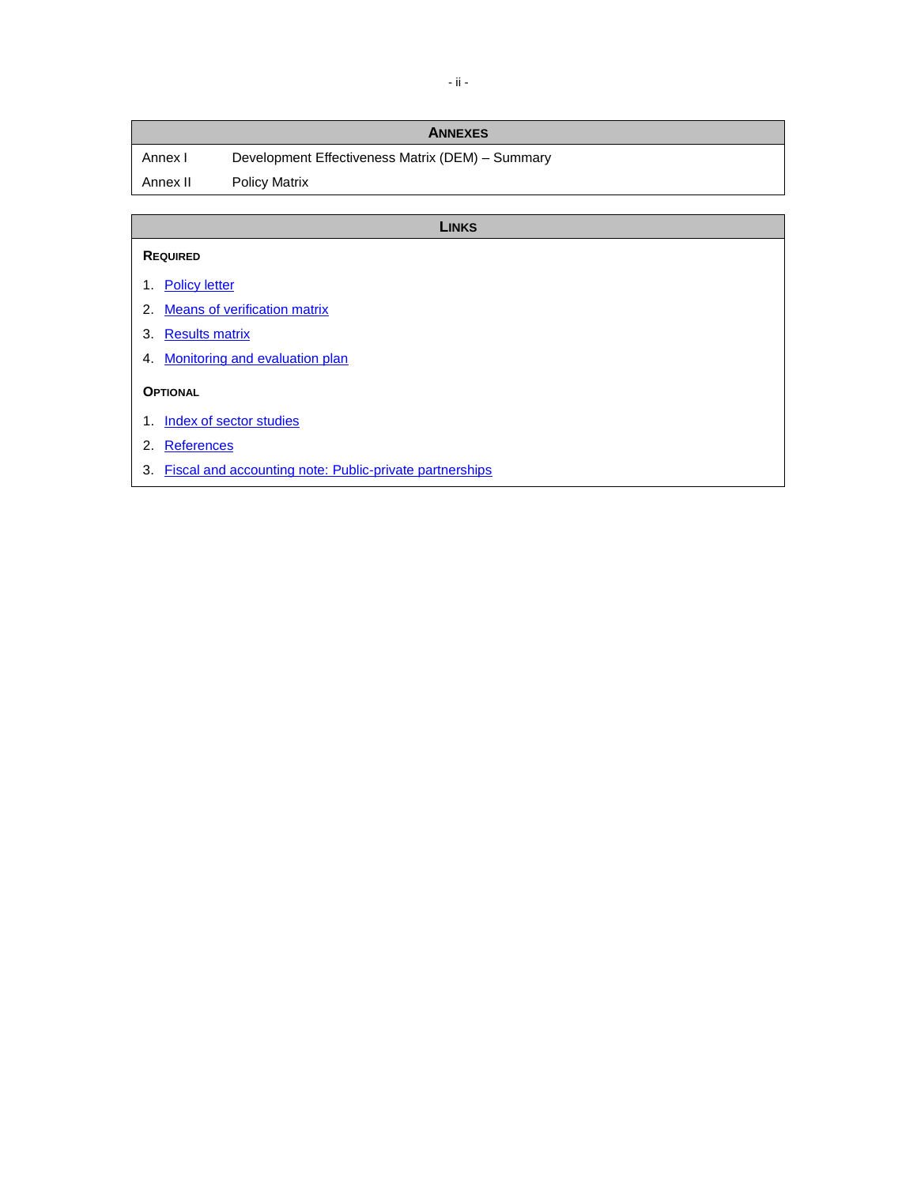## Annexes

| | |
|---|---|
| Annex I | Development Effectiveness Matrix (DEM) – Summary |
| Annex II | Policy Matrix |

## Links

**Required**

1. Policy letter
2. Means of verification matrix
3. Results matrix
4. Monitoring and evaluation plan

**Optional**

1. Index of sector studies
2. References
3. Fiscal and accounting note: Public-private partnerships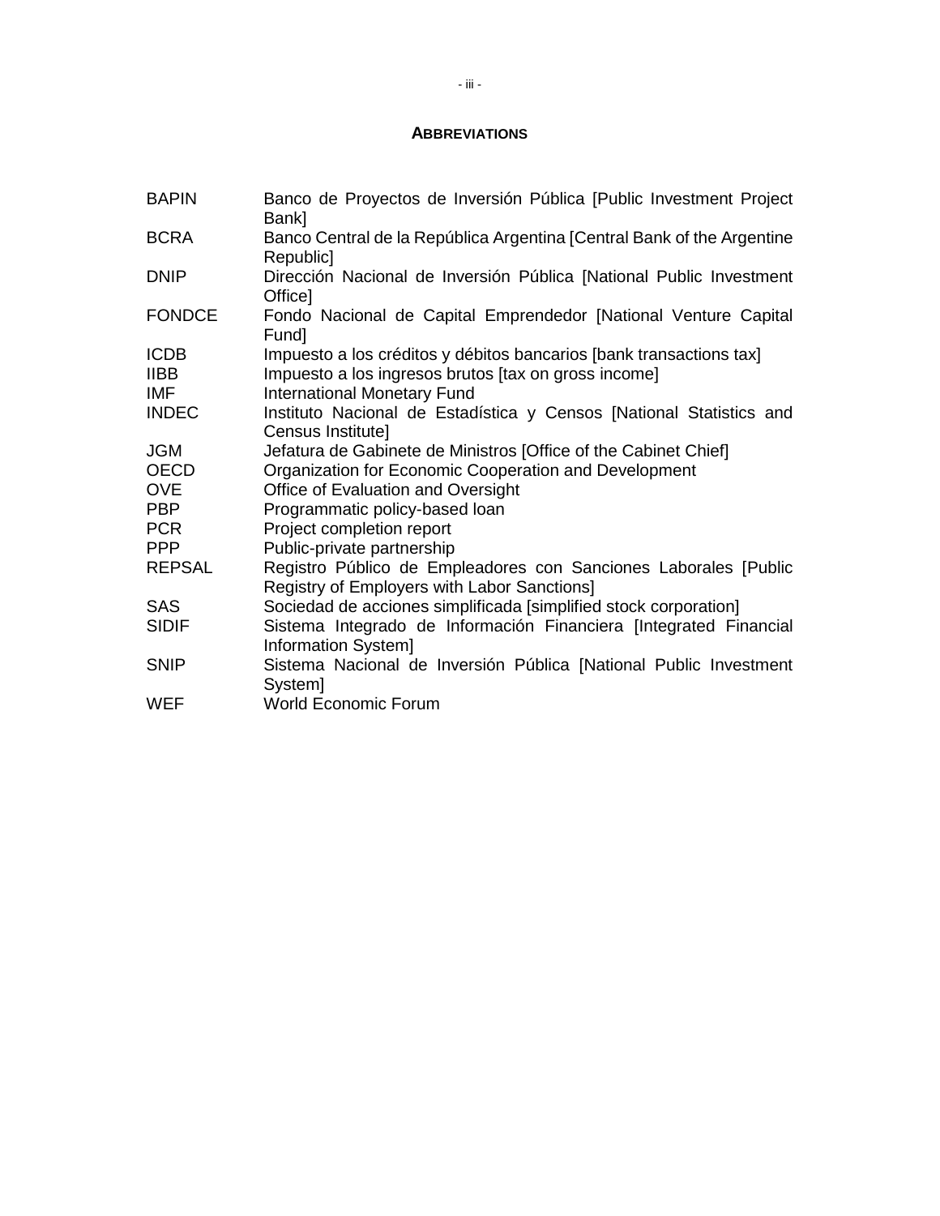## ABBREVIATIONS

| | |
|---|---|
| BAPIN | Banco de Proyectos de Inversión Pública [Public Investment Project Bank] |
| BCRA | Banco Central de la República Argentina [Central Bank of the Argentine Republic] |
| DNIP | Dirección Nacional de Inversión Pública [National Public Investment Office] |
| FONDCE | Fondo Nacional de Capital Emprendedor [National Venture Capital Fund] |
| ICDB | Impuesto a los créditos y débitos bancarios [bank transactions tax] |
| IIBB | Impuesto a los ingresos brutos [tax on gross income] |
| IMF | International Monetary Fund |
| INDEC | Instituto Nacional de Estadística y Censos [National Statistics and Census Institute] |
| JGM | Jefatura de Gabinete de Ministros [Office of the Cabinet Chief] |
| OECD | Organization for Economic Cooperation and Development |
| OVE | Office of Evaluation and Oversight |
| PBP | Programmatic policy-based loan |
| PCR | Project completion report |
| PPP | Public-private partnership |
| REPSAL | Registro Público de Empleadores con Sanciones Laborales [Public Registry of Employers with Labor Sanctions] |
| SAS | Sociedad de acciones simplificada [simplified stock corporation] |
| SIDIF | Sistema Integrado de Información Financiera [Integrated Financial Information System] |
| SNIP | Sistema Nacional de Inversión Pública [National Public Investment System] |
| WEF | World Economic Forum |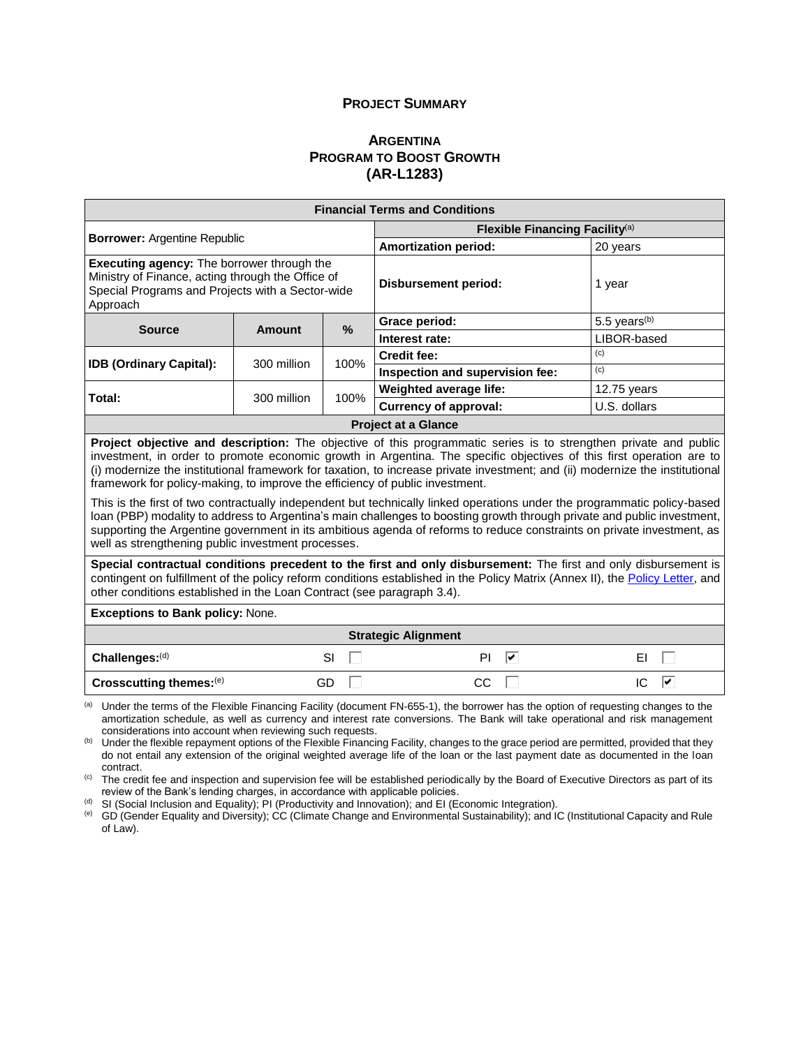# PROJECT SUMMARY

## ARGENTINA
## PROGRAM TO BOOST GROWTH
## (AR-L1283)

| Financial Terms and Conditions | | | | |
|---|---|---|---|---|
| **Borrower:** Argentine Republic | | | **Flexible Financing Facility**[(a)] | |
| | | | **Amortization period:** | 20 years |
| **Executing agency:** The borrower through the Ministry of Finance, acting through the Office of Special Programs and Projects with a Sector-wide Approach | | | **Disbursement period:** | 1 year |
| **Source** | **Amount** | **%** | **Grace period:** | 5.5 years[(b)] |
| | | | **Interest rate:** | LIBOR-based |
| **IDB (Ordinary Capital):** | 300 million | 100% | **Credit fee:** | [(c)] |
| | | | **Inspection and supervision fee:** | [(c)] |
| **Total:** | 300 million | 100% | **Weighted average life:** | 12.75 years |
| | | | **Currency of approval:** | U.S. dollars |

**Project at a Glance**

**Project objective and description:** The objective of this programmatic series is to strengthen private and public investment, in order to promote economic growth in Argentina. The specific objectives of this first operation are to (i) modernize the institutional framework for taxation, to increase private investment; and (ii) modernize the institutional framework for policy-making, to improve the efficiency of public investment.

This is the first of two contractually independent but technically linked operations under the programmatic policy-based loan (PBP) modality to address to Argentina's main challenges to boosting growth through private and public investment, supporting the Argentine government in its ambitious agenda of reforms to reduce constraints on private investment, as well as strengthening public investment processes.

**Special contractual conditions precedent to the first and only disbursement:** The first and only disbursement is contingent on fulfillment of the policy reform conditions established in the Policy Matrix (Annex II), the Policy Letter, and other conditions established in the Loan Contract (see paragraph 3.4).

**Exceptions to Bank policy:** None.

**Strategic Alignment**

| | | | |
|---|---|---|---|
| **Challenges:**[(d)] | SI ☐ | PI ☑ | EI ☐ |
| **Crosscutting themes:**[(e)] | GD ☐ | CC ☐ | IC ☑ |

[(a)] Under the terms of the Flexible Financing Facility (document FN-655-1), the borrower has the option of requesting changes to the amortization schedule, as well as currency and interest rate conversions. The Bank will take operational and risk management considerations into account when reviewing such requests.

[(b)] Under the flexible repayment options of the Flexible Financing Facility, changes to the grace period are permitted, provided that they do not entail any extension of the original weighted average life of the loan or the last payment date as documented in the loan contract.

[(c)] The credit fee and inspection and supervision fee will be established periodically by the Board of Executive Directors as part of its review of the Bank's lending charges, in accordance with applicable policies.

[(d)] SI (Social Inclusion and Equality); PI (Productivity and Innovation); and EI (Economic Integration).

[(e)] GD (Gender Equality and Diversity); CC (Climate Change and Environmental Sustainability); and IC (Institutional Capacity and Rule of Law).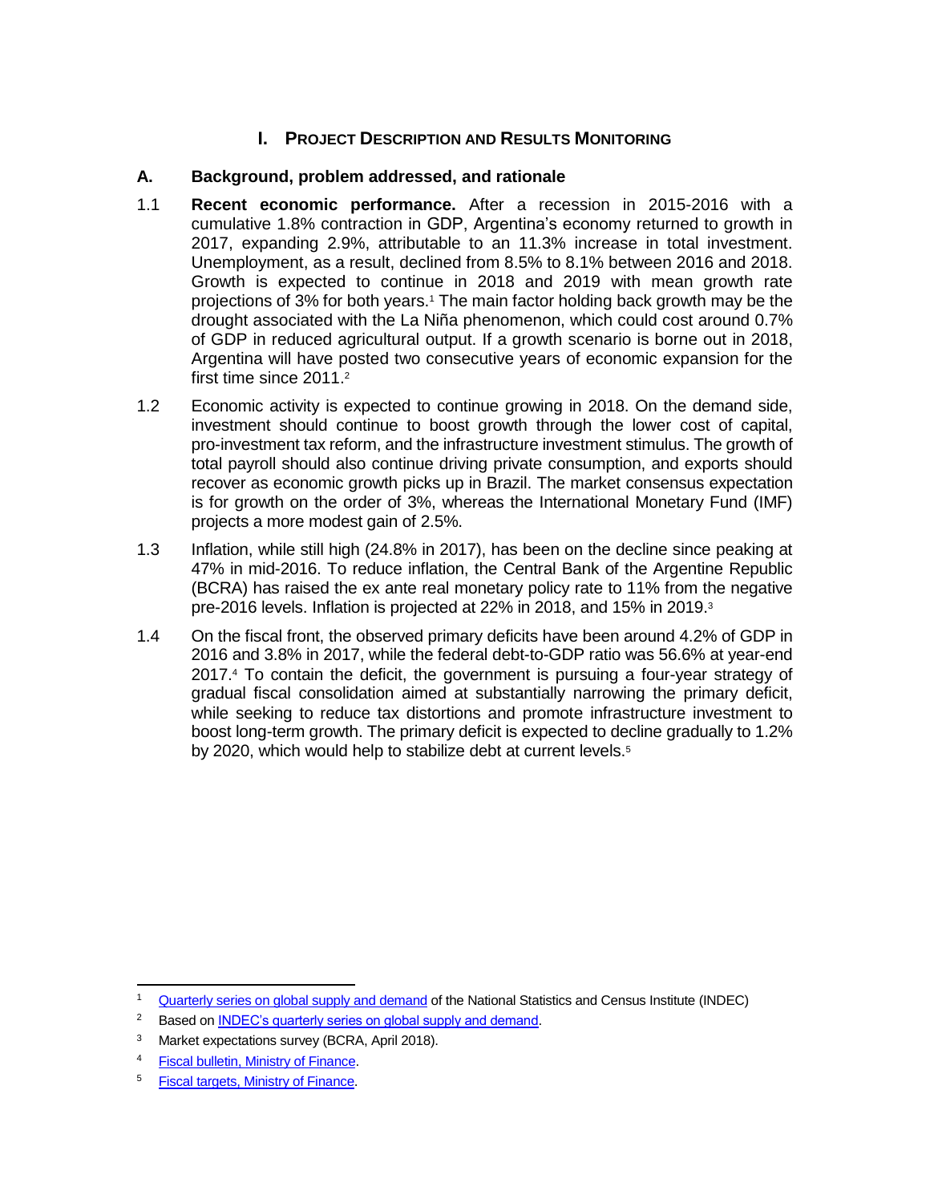# I. PROJECT DESCRIPTION AND RESULTS MONITORING

## A. Background, problem addressed, and rationale

1.1 **Recent economic performance.** After a recession in 2015-2016 with a cumulative 1.8% contraction in GDP, Argentina's economy returned to growth in 2017, expanding 2.9%, attributable to an 11.3% increase in total investment. Unemployment, as a result, declined from 8.5% to 8.1% between 2016 and 2018. Growth is expected to continue in 2018 and 2019 with mean growth rate projections of 3% for both years.[1] The main factor holding back growth may be the drought associated with the La Niña phenomenon, which could cost around 0.7% of GDP in reduced agricultural output. If a growth scenario is borne out in 2018, Argentina will have posted two consecutive years of economic expansion for the first time since 2011.[2]

1.2 Economic activity is expected to continue growing in 2018. On the demand side, investment should continue to boost growth through the lower cost of capital, pro-investment tax reform, and the infrastructure investment stimulus. The growth of total payroll should also continue driving private consumption, and exports should recover as economic growth picks up in Brazil. The market consensus expectation is for growth on the order of 3%, whereas the International Monetary Fund (IMF) projects a more modest gain of 2.5%.

1.3 Inflation, while still high (24.8% in 2017), has been on the decline since peaking at 47% in mid-2016. To reduce inflation, the Central Bank of the Argentine Republic (BCRA) has raised the ex ante real monetary policy rate to 11% from the negative pre-2016 levels. Inflation is projected at 22% in 2018, and 15% in 2019.[3]

1.4 On the fiscal front, the observed primary deficits have been around 4.2% of GDP in 2016 and 3.8% in 2017, while the federal debt-to-GDP ratio was 56.6% at year-end 2017.[4] To contain the deficit, the government is pursuing a four-year strategy of gradual fiscal consolidation aimed at substantially narrowing the primary deficit, while seeking to reduce tax distortions and promote infrastructure investment to boost long-term growth. The primary deficit is expected to decline gradually to 1.2% by 2020, which would help to stabilize debt at current levels.[5]

---

[1] Quarterly series on global supply and demand of the National Statistics and Census Institute (INDEC)

[2] Based on INDEC's quarterly series on global supply and demand.

[3] Market expectations survey (BCRA, April 2018).

[4] Fiscal bulletin, Ministry of Finance.

[5] Fiscal targets, Ministry of Finance.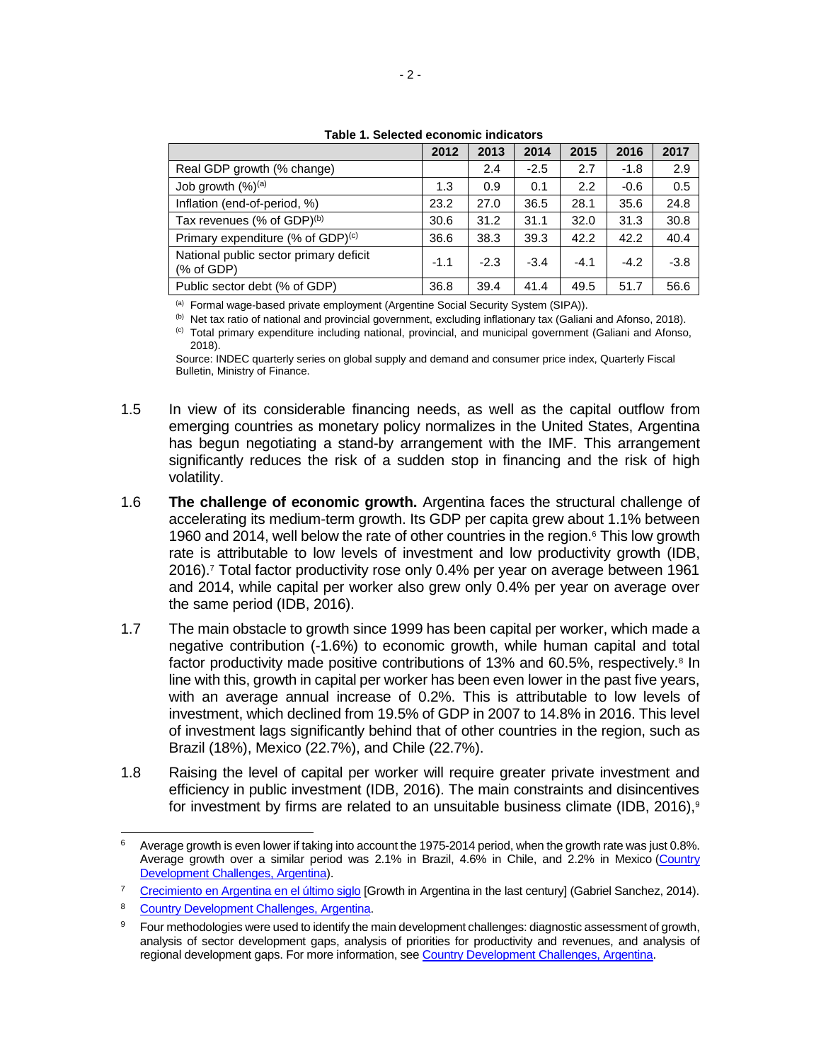**Table 1. Selected economic indicators**

| | 2012 | 2013 | 2014 | 2015 | 2016 | 2017 |
|---|---|---|---|---|---|---|
| Real GDP growth (% change) | | 2.4 | -2.5 | 2.7 | -1.8 | 2.9 |
| Job growth (%)[(a)] | 1.3 | 0.9 | 0.1 | 2.2 | -0.6 | 0.5 |
| Inflation (end-of-period, %) | 23.2 | 27.0 | 36.5 | 28.1 | 35.6 | 24.8 |
| Tax revenues (% of GDP)[(b)] | 30.6 | 31.2 | 31.1 | 32.0 | 31.3 | 30.8 |
| Primary expenditure (% of GDP)[(c)] | 36.6 | 38.3 | 39.3 | 42.2 | 42.2 | 40.4 |
| National public sector primary deficit (% of GDP) | -1.1 | -2.3 | -3.4 | -4.1 | -4.2 | -3.8 |
| Public sector debt (% of GDP) | 36.8 | 39.4 | 41.4 | 49.5 | 51.7 | 56.6 |

[(a)] Formal wage-based private employment (Argentine Social Security System (SIPA)).

[(b)] Net tax ratio of national and provincial government, excluding inflationary tax (Galiani and Afonso, 2018).

[(c)] Total primary expenditure including national, provincial, and municipal government (Galiani and Afonso, 2018).

Source: INDEC quarterly series on global supply and demand and consumer price index, Quarterly Fiscal Bulletin, Ministry of Finance.

1.5 In view of its considerable financing needs, as well as the capital outflow from emerging countries as monetary policy normalizes in the United States, Argentina has begun negotiating a stand-by arrangement with the IMF. This arrangement significantly reduces the risk of a sudden stop in financing and the risk of high volatility.

1.6 **The challenge of economic growth.** Argentina faces the structural challenge of accelerating its medium-term growth. Its GDP per capita grew about 1.1% between 1960 and 2014, well below the rate of other countries in the region.[6] This low growth rate is attributable to low levels of investment and low productivity growth (IDB, 2016).[7] Total factor productivity rose only 0.4% per year on average between 1961 and 2014, while capital per worker also grew only 0.4% per year on average over the same period (IDB, 2016).

1.7 The main obstacle to growth since 1999 has been capital per worker, which made a negative contribution (-1.6%) to economic growth, while human capital and total factor productivity made positive contributions of 13% and 60.5%, respectively.[8] In line with this, growth in capital per worker has been even lower in the past five years, with an average annual increase of 0.2%. This is attributable to low levels of investment, which declined from 19.5% of GDP in 2007 to 14.8% in 2016. This level of investment lags significantly behind that of other countries in the region, such as Brazil (18%), Mexico (22.7%), and Chile (22.7%).

1.8 Raising the level of capital per worker will require greater private investment and efficiency in public investment (IDB, 2016). The main constraints and disincentives for investment by firms are related to an unsuitable business climate (IDB, 2016),[9]

---

[6] Average growth is even lower if taking into account the 1975-2014 period, when the growth rate was just 0.8%. Average growth over a similar period was 2.1% in Brazil, 4.6% in Chile, and 2.2% in Mexico (Country Development Challenges, Argentina).

[7] Crecimiento en Argentina en el último siglo [Growth in Argentina in the last century] (Gabriel Sanchez, 2014).

[8] Country Development Challenges, Argentina.

[9] Four methodologies were used to identify the main development challenges: diagnostic assessment of growth, analysis of sector development gaps, analysis of priorities for productivity and revenues, and analysis of regional development gaps. For more information, see Country Development Challenges, Argentina.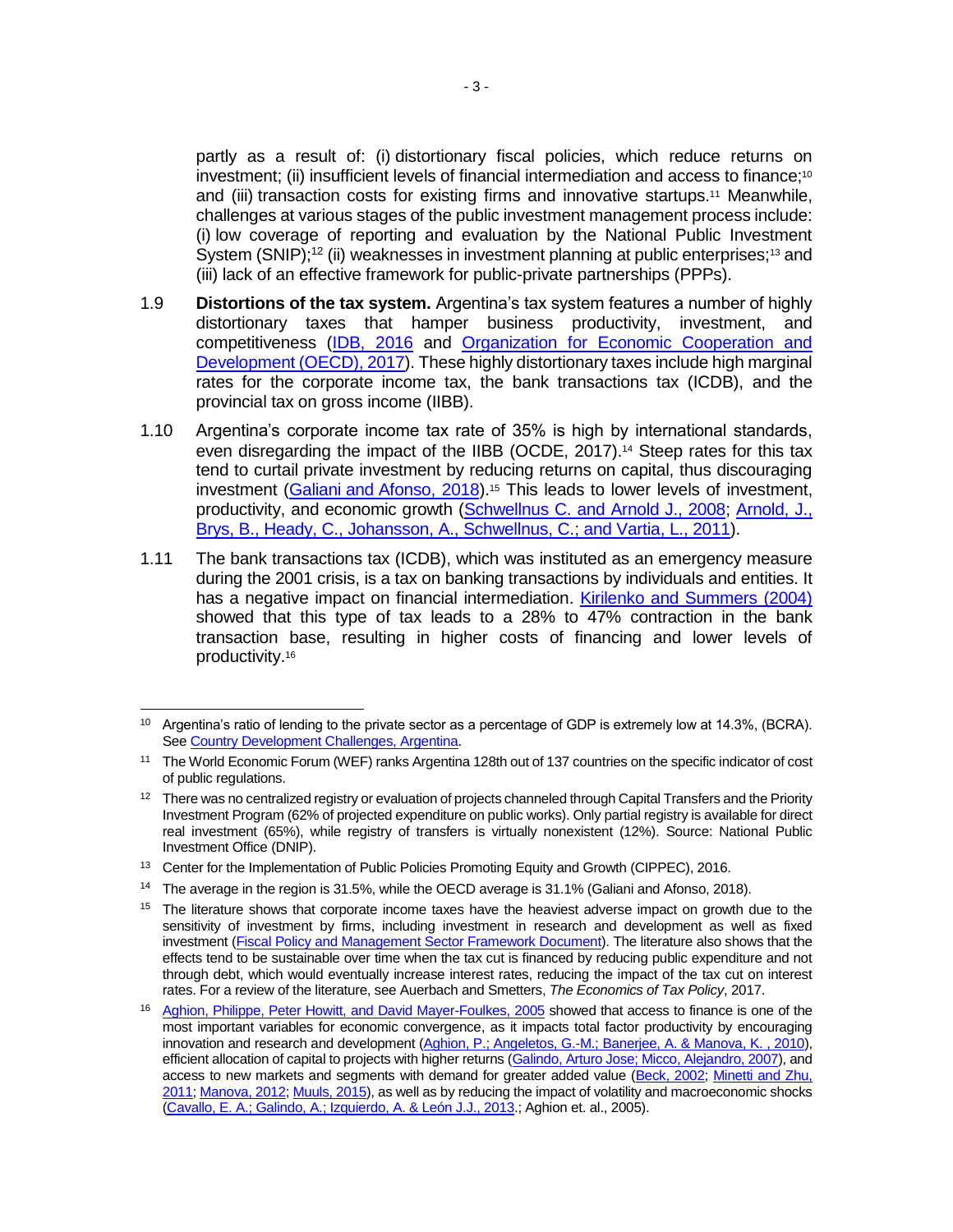partly as a result of: (i) distortionary fiscal policies, which reduce returns on investment; (ii) insufficient levels of financial intermediation and access to finance;[10] and (iii) transaction costs for existing firms and innovative startups.[11] Meanwhile, challenges at various stages of the public investment management process include: (i) low coverage of reporting and evaluation by the National Public Investment System (SNIP);[12] (ii) weaknesses in investment planning at public enterprises;[13] and (iii) lack of an effective framework for public-private partnerships (PPPs).

1.9 **Distortions of the tax system.** Argentina's tax system features a number of highly distortionary taxes that hamper business productivity, investment, and competitiveness (IDB, 2016 and Organization for Economic Cooperation and Development (OECD), 2017). These highly distortionary taxes include high marginal rates for the corporate income tax, the bank transactions tax (ICDB), and the provincial tax on gross income (IIBB).

1.10 Argentina's corporate income tax rate of 35% is high by international standards, even disregarding the impact of the IIBB (OCDE, 2017).[14] Steep rates for this tax tend to curtail private investment by reducing returns on capital, thus discouraging investment (Galiani and Afonso, 2018).[15] This leads to lower levels of investment, productivity, and economic growth (Schwellnus C. and Arnold J., 2008; Arnold, J., Brys, B., Heady, C., Johansson, A., Schwellnus, C.; and Vartia, L., 2011).

1.11 The bank transactions tax (ICDB), which was instituted as an emergency measure during the 2001 crisis, is a tax on banking transactions by individuals and entities. It has a negative impact on financial intermediation. Kirilenko and Summers (2004) showed that this type of tax leads to a 28% to 47% contraction in the bank transaction base, resulting in higher costs of financing and lower levels of productivity.[16]

---

[10] Argentina's ratio of lending to the private sector as a percentage of GDP is extremely low at 14.3%, (BCRA). See Country Development Challenges, Argentina.

[11] The World Economic Forum (WEF) ranks Argentina 128th out of 137 countries on the specific indicator of cost of public regulations.

[12] There was no centralized registry or evaluation of projects channeled through Capital Transfers and the Priority Investment Program (62% of projected expenditure on public works). Only partial registry is available for direct real investment (65%), while registry of transfers is virtually nonexistent (12%). Source: National Public Investment Office (DNIP).

[13] Center for the Implementation of Public Policies Promoting Equity and Growth (CIPPEC), 2016.

[14] The average in the region is 31.5%, while the OECD average is 31.1% (Galiani and Afonso, 2018).

[15] The literature shows that corporate income taxes have the heaviest adverse impact on growth due to the sensitivity of investment by firms, including investment in research and development as well as fixed investment (Fiscal Policy and Management Sector Framework Document). The literature also shows that the effects tend to be sustainable over time when the tax cut is financed by reducing public expenditure and not through debt, which would eventually increase interest rates, reducing the impact of the tax cut on interest rates. For a review of the literature, see Auerbach and Smetters, *The Economics of Tax Policy*, 2017.

[16] Aghion, Philippe, Peter Howitt, and David Mayer-Foulkes, 2005 showed that access to finance is one of the most important variables for economic convergence, as it impacts total factor productivity by encouraging innovation and research and development (Aghion, P.; Angeletos, G.-M.; Banerjee, A. & Manova, K. , 2010), efficient allocation of capital to projects with higher returns (Galindo, Arturo Jose; Micco, Alejandro, 2007), and access to new markets and segments with demand for greater added value (Beck, 2002; Minetti and Zhu, 2011; Manova, 2012; Muuls, 2015), as well as by reducing the impact of volatility and macroeconomic shocks (Cavallo, E. A.; Galindo, A.; Izquierdo, A. & León J.J., 2013.; Aghion et. al., 2005).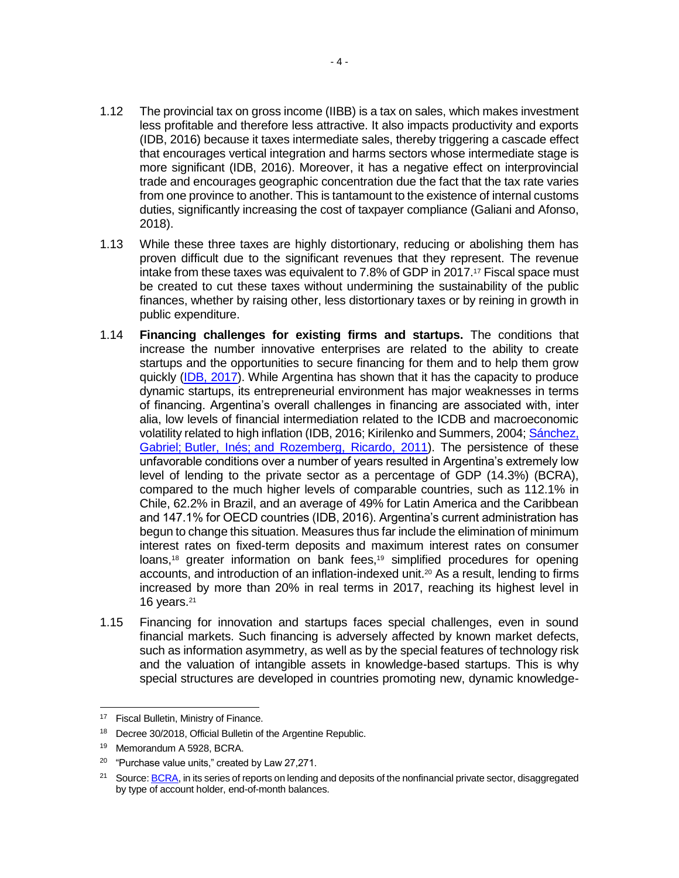1.12 The provincial tax on gross income (IIBB) is a tax on sales, which makes investment less profitable and therefore less attractive. It also impacts productivity and exports (IDB, 2016) because it taxes intermediate sales, thereby triggering a cascade effect that encourages vertical integration and harms sectors whose intermediate stage is more significant (IDB, 2016). Moreover, it has a negative effect on interprovincial trade and encourages geographic concentration due the fact that the tax rate varies from one province to another. This is tantamount to the existence of internal customs duties, significantly increasing the cost of taxpayer compliance (Galiani and Afonso, 2018).

1.13 While these three taxes are highly distortionary, reducing or abolishing them has proven difficult due to the significant revenues that they represent. The revenue intake from these taxes was equivalent to 7.8% of GDP in 2017.[17] Fiscal space must be created to cut these taxes without undermining the sustainability of the public finances, whether by raising other, less distortionary taxes or by reining in growth in public expenditure.

1.14 **Financing challenges for existing firms and startups.** The conditions that increase the number innovative enterprises are related to the ability to create startups and the opportunities to secure financing for them and to help them grow quickly (IDB, 2017). While Argentina has shown that it has the capacity to produce dynamic startups, its entrepreneurial environment has major weaknesses in terms of financing. Argentina's overall challenges in financing are associated with, inter alia, low levels of financial intermediation related to the ICDB and macroeconomic volatility related to high inflation (IDB, 2016; Kirilenko and Summers, 2004; Sánchez, Gabriel; Butler, Inés; and Rozemberg, Ricardo, 2011). The persistence of these unfavorable conditions over a number of years resulted in Argentina's extremely low level of lending to the private sector as a percentage of GDP (14.3%) (BCRA), compared to the much higher levels of comparable countries, such as 112.1% in Chile, 62.2% in Brazil, and an average of 49% for Latin America and the Caribbean and 147.1% for OECD countries (IDB, 2016). Argentina's current administration has begun to change this situation. Measures thus far include the elimination of minimum interest rates on fixed-term deposits and maximum interest rates on consumer loans,[18] greater information on bank fees,[19] simplified procedures for opening accounts, and introduction of an inflation-indexed unit.[20] As a result, lending to firms increased by more than 20% in real terms in 2017, reaching its highest level in 16 years.[21]

1.15 Financing for innovation and startups faces special challenges, even in sound financial markets. Such financing is adversely affected by known market defects, such as information asymmetry, as well as by the special features of technology risk and the valuation of intangible assets in knowledge-based startups. This is why special structures are developed in countries promoting new, dynamic knowledge-

---

[17] Fiscal Bulletin, Ministry of Finance.

[18] Decree 30/2018, Official Bulletin of the Argentine Republic.

[19] Memorandum A 5928, BCRA.

[20] "Purchase value units," created by Law 27,271.

[21] Source: BCRA, in its series of reports on lending and deposits of the nonfinancial private sector, disaggregated by type of account holder, end-of-month balances.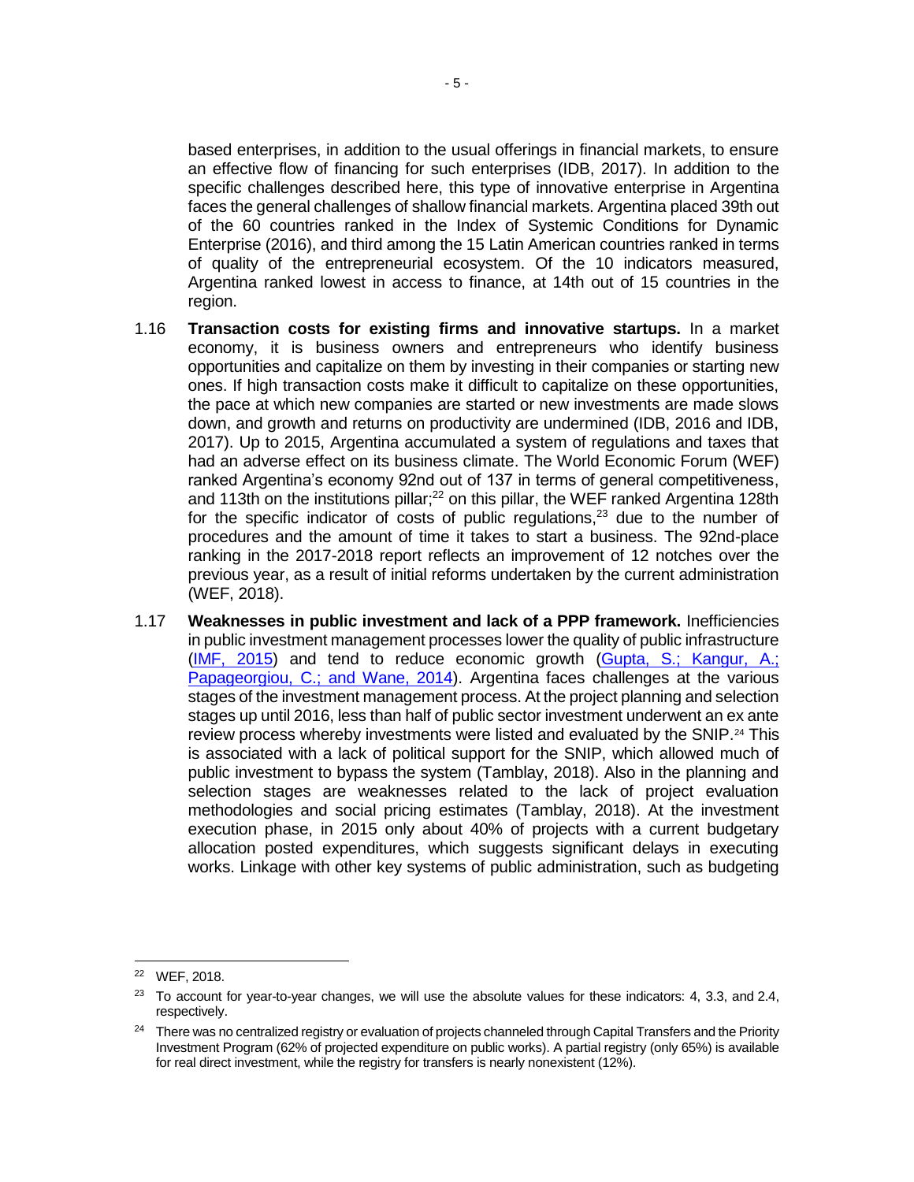based enterprises, in addition to the usual offerings in financial markets, to ensure an effective flow of financing for such enterprises (IDB, 2017). In addition to the specific challenges described here, this type of innovative enterprise in Argentina faces the general challenges of shallow financial markets. Argentina placed 39th out of the 60 countries ranked in the Index of Systemic Conditions for Dynamic Enterprise (2016), and third among the 15 Latin American countries ranked in terms of quality of the entrepreneurial ecosystem. Of the 10 indicators measured, Argentina ranked lowest in access to finance, at 14th out of 15 countries in the region.

1.16 **Transaction costs for existing firms and innovative startups.** In a market economy, it is business owners and entrepreneurs who identify business opportunities and capitalize on them by investing in their companies or starting new ones. If high transaction costs make it difficult to capitalize on these opportunities, the pace at which new companies are started or new investments are made slows down, and growth and returns on productivity are undermined (IDB, 2016 and IDB, 2017). Up to 2015, Argentina accumulated a system of regulations and taxes that had an adverse effect on its business climate. The World Economic Forum (WEF) ranked Argentina's economy 92nd out of 137 in terms of general competitiveness, and 113th on the institutions pillar;[22] on this pillar, the WEF ranked Argentina 128th for the specific indicator of costs of public regulations,[23] due to the number of procedures and the amount of time it takes to start a business. The 92nd-place ranking in the 2017-2018 report reflects an improvement of 12 notches over the previous year, as a result of initial reforms undertaken by the current administration (WEF, 2018).

1.17 **Weaknesses in public investment and lack of a PPP framework.** Inefficiencies in public investment management processes lower the quality of public infrastructure (IMF, 2015) and tend to reduce economic growth (Gupta, S.; Kangur, A.; Papageorgiou, C.; and Wane, 2014). Argentina faces challenges at the various stages of the investment management process. At the project planning and selection stages up until 2016, less than half of public sector investment underwent an ex ante review process whereby investments were listed and evaluated by the SNIP.[24] This is associated with a lack of political support for the SNIP, which allowed much of public investment to bypass the system (Tamblay, 2018). Also in the planning and selection stages are weaknesses related to the lack of project evaluation methodologies and social pricing estimates (Tamblay, 2018). At the investment execution phase, in 2015 only about 40% of projects with a current budgetary allocation posted expenditures, which suggests significant delays in executing works. Linkage with other key systems of public administration, such as budgeting

---

[22] WEF, 2018.

[23] To account for year-to-year changes, we will use the absolute values for these indicators: 4, 3.3, and 2.4, respectively.

[24] There was no centralized registry or evaluation of projects channeled through Capital Transfers and the Priority Investment Program (62% of projected expenditure on public works). A partial registry (only 65%) is available for real direct investment, while the registry for transfers is nearly nonexistent (12%).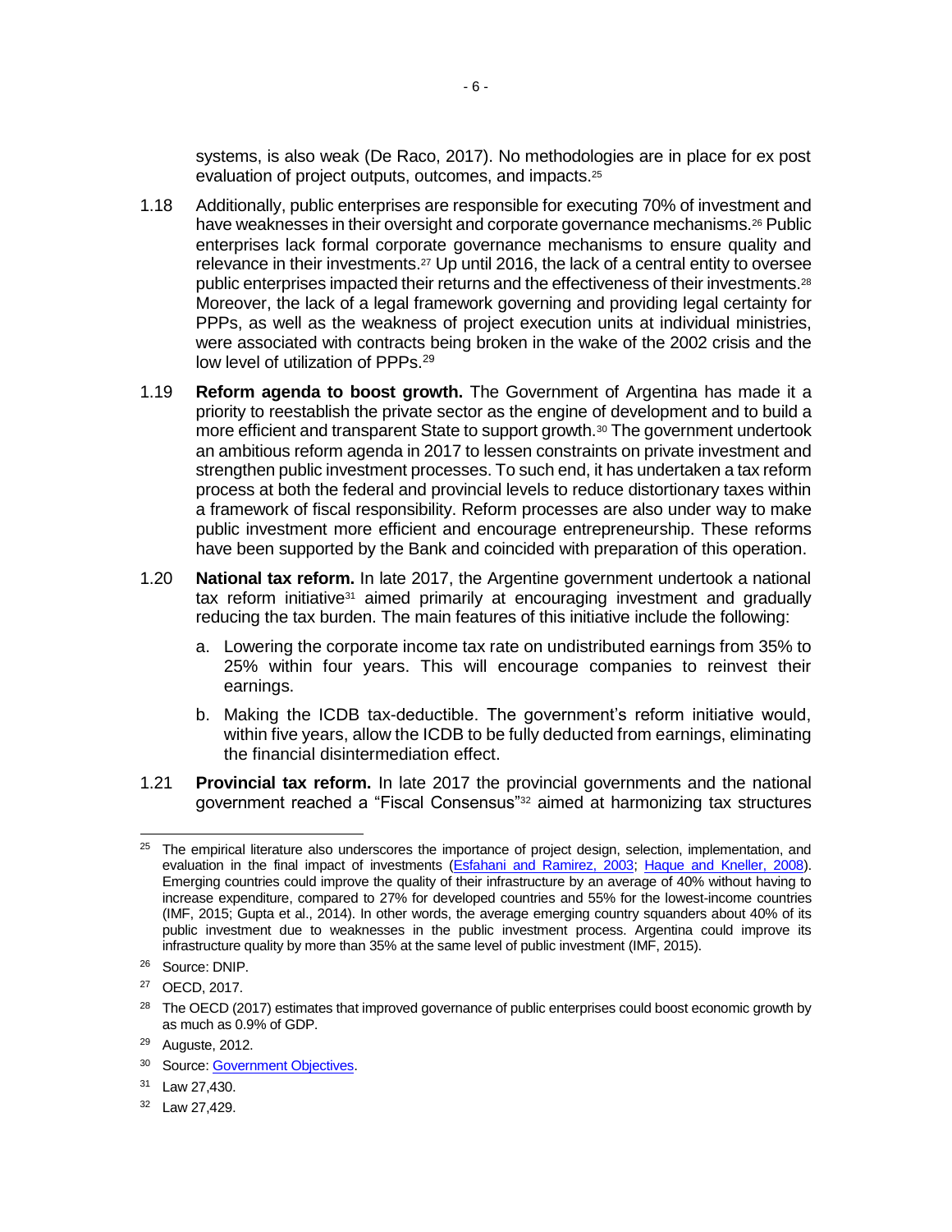systems, is also weak (De Raco, 2017). No methodologies are in place for ex post evaluation of project outputs, outcomes, and impacts.[25]

1.18 Additionally, public enterprises are responsible for executing 70% of investment and have weaknesses in their oversight and corporate governance mechanisms.[26] Public enterprises lack formal corporate governance mechanisms to ensure quality and relevance in their investments.[27] Up until 2016, the lack of a central entity to oversee public enterprises impacted their returns and the effectiveness of their investments.[28] Moreover, the lack of a legal framework governing and providing legal certainty for PPPs, as well as the weakness of project execution units at individual ministries, were associated with contracts being broken in the wake of the 2002 crisis and the low level of utilization of PPPs.[29]

1.19 **Reform agenda to boost growth.** The Government of Argentina has made it a priority to reestablish the private sector as the engine of development and to build a more efficient and transparent State to support growth.[30] The government undertook an ambitious reform agenda in 2017 to lessen constraints on private investment and strengthen public investment processes. To such end, it has undertaken a tax reform process at both the federal and provincial levels to reduce distortionary taxes within a framework of fiscal responsibility. Reform processes are also under way to make public investment more efficient and encourage entrepreneurship. These reforms have been supported by the Bank and coincided with preparation of this operation.

1.20 **National tax reform.** In late 2017, the Argentine government undertook a national tax reform initiative[31] aimed primarily at encouraging investment and gradually reducing the tax burden. The main features of this initiative include the following:

a. Lowering the corporate income tax rate on undistributed earnings from 35% to 25% within four years. This will encourage companies to reinvest their earnings.

b. Making the ICDB tax-deductible. The government's reform initiative would, within five years, allow the ICDB to be fully deducted from earnings, eliminating the financial disintermediation effect.

1.21 **Provincial tax reform.** In late 2017 the provincial governments and the national government reached a "Fiscal Consensus"[32] aimed at harmonizing tax structures

---

[25] The empirical literature also underscores the importance of project design, selection, implementation, and evaluation in the final impact of investments (Esfahani and Ramirez, 2003; Haque and Kneller, 2008). Emerging countries could improve the quality of their infrastructure by an average of 40% without having to increase expenditure, compared to 27% for developed countries and 55% for the lowest-income countries (IMF, 2015; Gupta et al., 2014). In other words, the average emerging country squanders about 40% of its public investment due to weaknesses in the public investment process. Argentina could improve its infrastructure quality by more than 35% at the same level of public investment (IMF, 2015).

[26] Source: DNIP.

[27] OECD, 2017.

[28] The OECD (2017) estimates that improved governance of public enterprises could boost economic growth by as much as 0.9% of GDP.

[29] Auguste, 2012.

[30] Source: Government Objectives.

[31] Law 27,430.

[32] Law 27,429.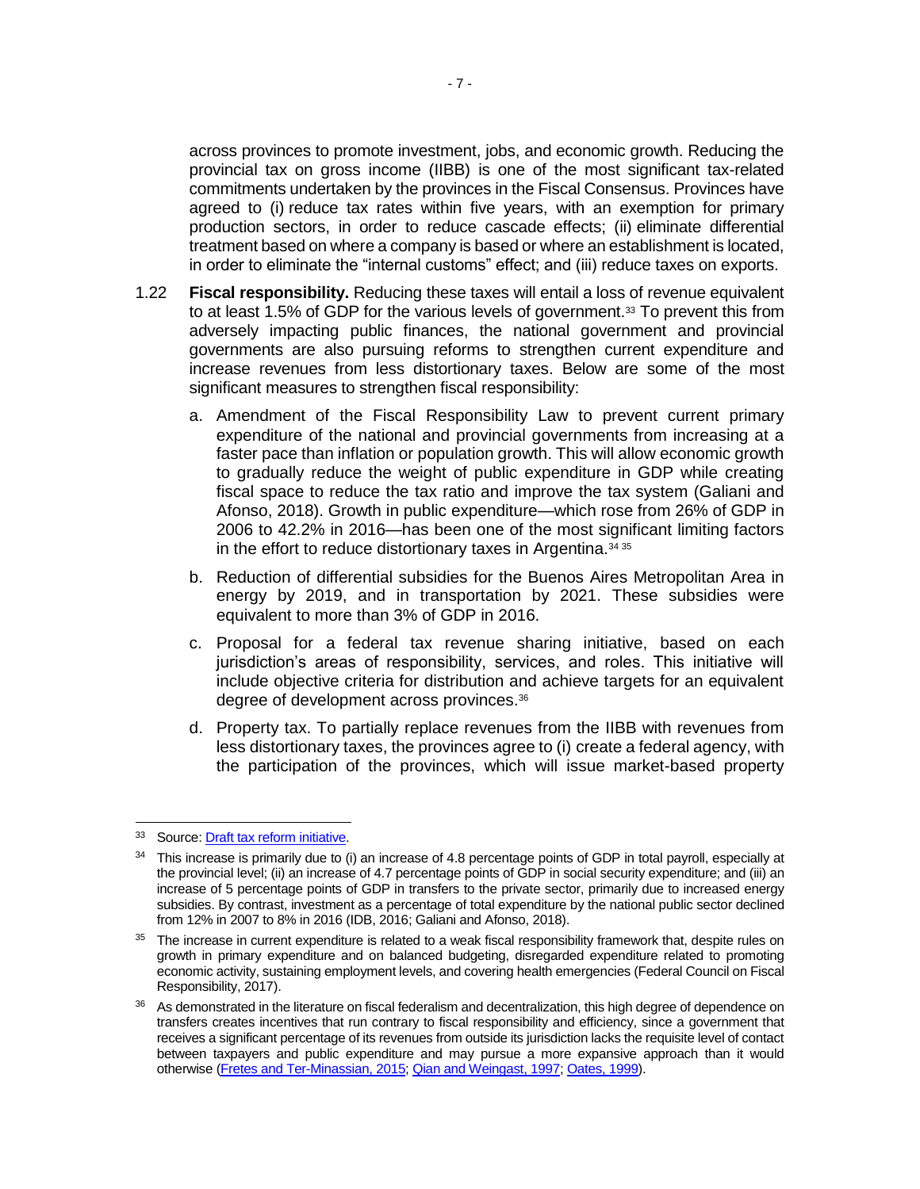across provinces to promote investment, jobs, and economic growth. Reducing the provincial tax on gross income (IIBB) is one of the most significant tax-related commitments undertaken by the provinces in the Fiscal Consensus. Provinces have agreed to (i) reduce tax rates within five years, with an exemption for primary production sectors, in order to reduce cascade effects; (ii) eliminate differential treatment based on where a company is based or where an establishment is located, in order to eliminate the "internal customs" effect; and (iii) reduce taxes on exports.

1.22 **Fiscal responsibility.** Reducing these taxes will entail a loss of revenue equivalent to at least 1.5% of GDP for the various levels of government.[33] To prevent this from adversely impacting public finances, the national government and provincial governments are also pursuing reforms to strengthen current expenditure and increase revenues from less distortionary taxes. Below are some of the most significant measures to strengthen fiscal responsibility:

a. Amendment of the Fiscal Responsibility Law to prevent current primary expenditure of the national and provincial governments from increasing at a faster pace than inflation or population growth. This will allow economic growth to gradually reduce the weight of public expenditure in GDP while creating fiscal space to reduce the tax ratio and improve the tax system (Galiani and Afonso, 2018). Growth in public expenditure—which rose from 26% of GDP in 2006 to 42.2% in 2016—has been one of the most significant limiting factors in the effort to reduce distortionary taxes in Argentina.[34] [35]

b. Reduction of differential subsidies for the Buenos Aires Metropolitan Area in energy by 2019, and in transportation by 2021. These subsidies were equivalent to more than 3% of GDP in 2016.

c. Proposal for a federal tax revenue sharing initiative, based on each jurisdiction's areas of responsibility, services, and roles. This initiative will include objective criteria for distribution and achieve targets for an equivalent degree of development across provinces.[36]

d. Property tax. To partially replace revenues from the IIBB with revenues from less distortionary taxes, the provinces agree to (i) create a federal agency, with the participation of the provinces, which will issue market-based property

---

[33] Source: Draft tax reform initiative.

[34] This increase is primarily due to (i) an increase of 4.8 percentage points of GDP in total payroll, especially at the provincial level; (ii) an increase of 4.7 percentage points of GDP in social security expenditure; and (iii) an increase of 5 percentage points of GDP in transfers to the private sector, primarily due to increased energy subsidies. By contrast, investment as a percentage of total expenditure by the national public sector declined from 12% in 2007 to 8% in 2016 (IDB, 2016; Galiani and Afonso, 2018).

[35] The increase in current expenditure is related to a weak fiscal responsibility framework that, despite rules on growth in primary expenditure and on balanced budgeting, disregarded expenditure related to promoting economic activity, sustaining employment levels, and covering health emergencies (Federal Council on Fiscal Responsibility, 2017).

[36] As demonstrated in the literature on fiscal federalism and decentralization, this high degree of dependence on transfers creates incentives that run contrary to fiscal responsibility and efficiency, since a government that receives a significant percentage of its revenues from outside its jurisdiction lacks the requisite level of contact between taxpayers and public expenditure and may pursue a more expansive approach than it would otherwise (Fretes and Ter-Minassian, 2015; Qian and Weingast, 1997; Oates, 1999).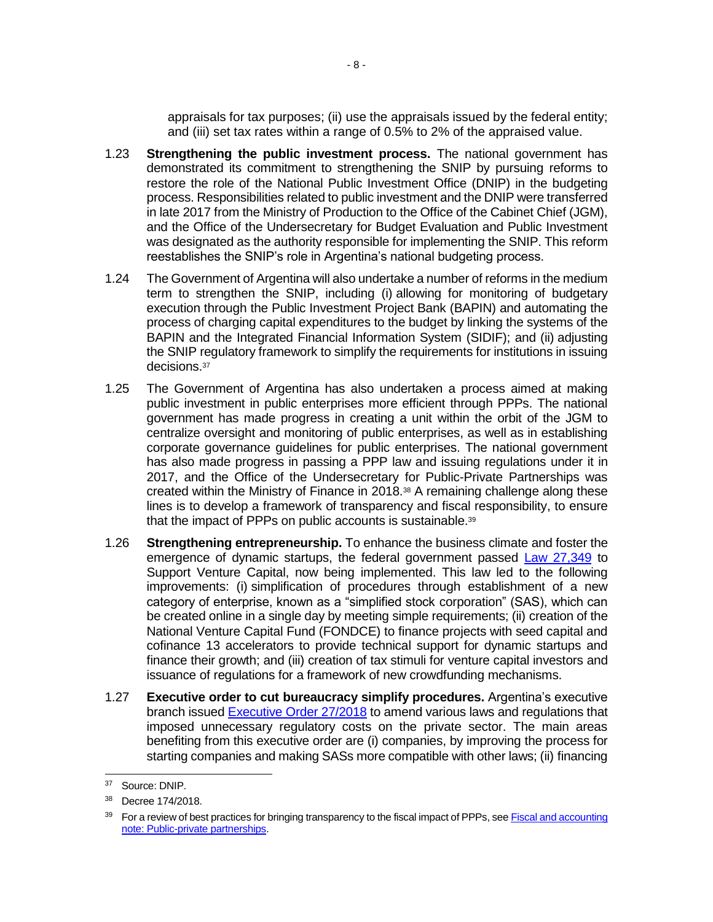appraisals for tax purposes; (ii) use the appraisals issued by the federal entity; and (iii) set tax rates within a range of 0.5% to 2% of the appraised value.

1.23 **Strengthening the public investment process.** The national government has demonstrated its commitment to strengthening the SNIP by pursuing reforms to restore the role of the National Public Investment Office (DNIP) in the budgeting process. Responsibilities related to public investment and the DNIP were transferred in late 2017 from the Ministry of Production to the Office of the Cabinet Chief (JGM), and the Office of the Undersecretary for Budget Evaluation and Public Investment was designated as the authority responsible for implementing the SNIP. This reform reestablishes the SNIP's role in Argentina's national budgeting process.

1.24 The Government of Argentina will also undertake a number of reforms in the medium term to strengthen the SNIP, including (i) allowing for monitoring of budgetary execution through the Public Investment Project Bank (BAPIN) and automating the process of charging capital expenditures to the budget by linking the systems of the BAPIN and the Integrated Financial Information System (SIDIF); and (ii) adjusting the SNIP regulatory framework to simplify the requirements for institutions in issuing decisions.[37]

1.25 The Government of Argentina has also undertaken a process aimed at making public investment in public enterprises more efficient through PPPs. The national government has made progress in creating a unit within the orbit of the JGM to centralize oversight and monitoring of public enterprises, as well as in establishing corporate governance guidelines for public enterprises. The national government has also made progress in passing a PPP law and issuing regulations under it in 2017, and the Office of the Undersecretary for Public-Private Partnerships was created within the Ministry of Finance in 2018.[38] A remaining challenge along these lines is to develop a framework of transparency and fiscal responsibility, to ensure that the impact of PPPs on public accounts is sustainable.[39]

1.26 **Strengthening entrepreneurship.** To enhance the business climate and foster the emergence of dynamic startups, the federal government passed Law 27,349 to Support Venture Capital, now being implemented. This law led to the following improvements: (i) simplification of procedures through establishment of a new category of enterprise, known as a "simplified stock corporation" (SAS), which can be created online in a single day by meeting simple requirements; (ii) creation of the National Venture Capital Fund (FONDCE) to finance projects with seed capital and cofinance 13 accelerators to provide technical support for dynamic startups and finance their growth; and (iii) creation of tax stimuli for venture capital investors and issuance of regulations for a framework of new crowdfunding mechanisms.

1.27 **Executive order to cut bureaucracy simplify procedures.** Argentina's executive branch issued Executive Order 27/2018 to amend various laws and regulations that imposed unnecessary regulatory costs on the private sector. The main areas benefiting from this executive order are (i) companies, by improving the process for starting companies and making SASs more compatible with other laws; (ii) financing

---

[37] Source: DNIP.

[38] Decree 174/2018.

[39] For a review of best practices for bringing transparency to the fiscal impact of PPPs, see Fiscal and accounting note: Public-private partnerships.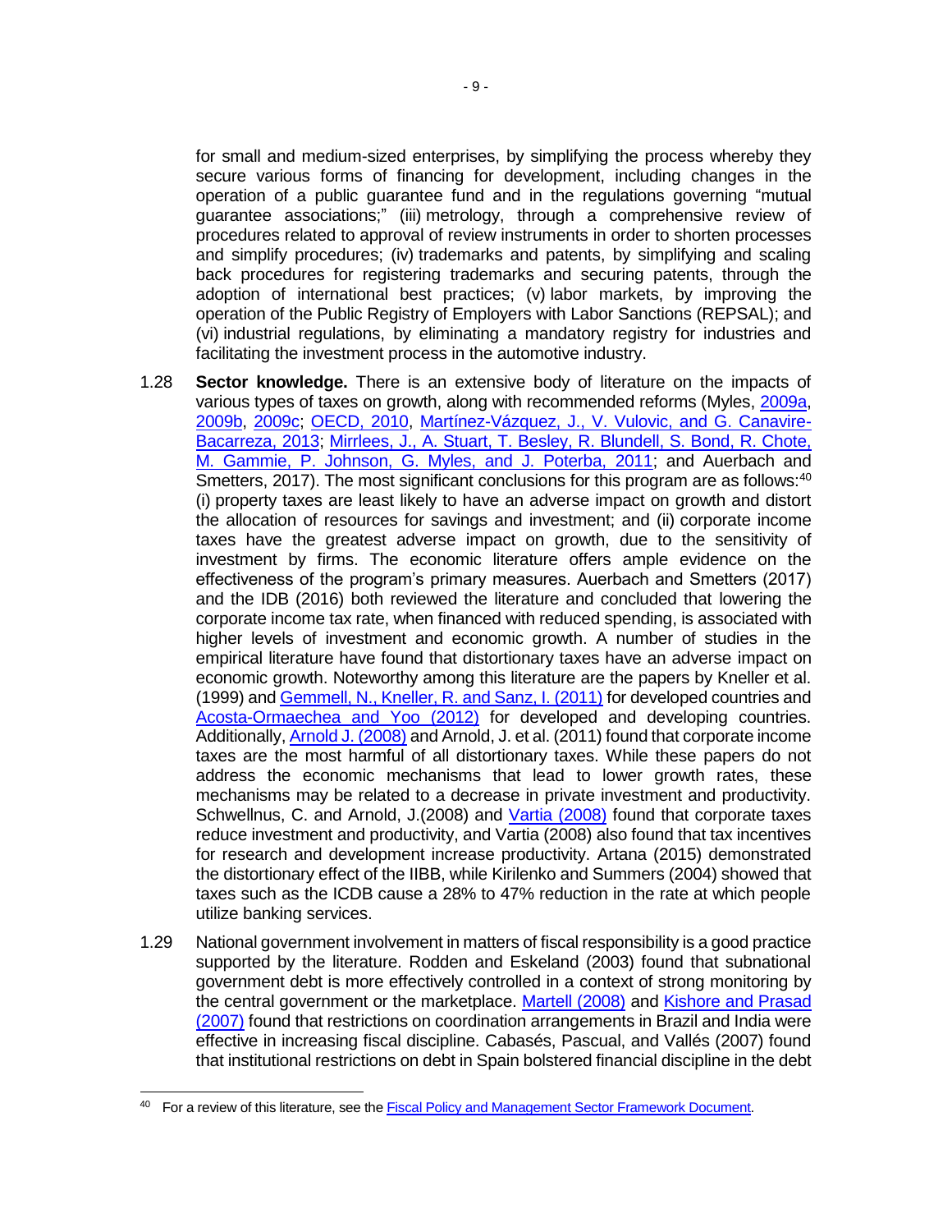for small and medium-sized enterprises, by simplifying the process whereby they secure various forms of financing for development, including changes in the operation of a public guarantee fund and in the regulations governing "mutual guarantee associations;" (iii) metrology, through a comprehensive review of procedures related to approval of review instruments in order to shorten processes and simplify procedures; (iv) trademarks and patents, by simplifying and scaling back procedures for registering trademarks and securing patents, through the adoption of international best practices; (v) labor markets, by improving the operation of the Public Registry of Employers with Labor Sanctions (REPSAL); and (vi) industrial regulations, by eliminating a mandatory registry for industries and facilitating the investment process in the automotive industry.

1.28 **Sector knowledge.** There is an extensive body of literature on the impacts of various types of taxes on growth, along with recommended reforms (Myles, 2009a, 2009b, 2009c; OECD, 2010, Martínez-Vázquez, J., V. Vulovic, and G. Canavire-Bacarreza, 2013; Mirrlees, J., A. Stuart, T. Besley, R. Blundell, S. Bond, R. Chote, M. Gammie, P. Johnson, G. Myles, and J. Poterba, 2011; and Auerbach and Smetters, 2017). The most significant conclusions for this program are as follows:[40] (i) property taxes are least likely to have an adverse impact on growth and distort the allocation of resources for savings and investment; and (ii) corporate income taxes have the greatest adverse impact on growth, due to the sensitivity of investment by firms. The economic literature offers ample evidence on the effectiveness of the program's primary measures. Auerbach and Smetters (2017) and the IDB (2016) both reviewed the literature and concluded that lowering the corporate income tax rate, when financed with reduced spending, is associated with higher levels of investment and economic growth. A number of studies in the empirical literature have found that distortionary taxes have an adverse impact on economic growth. Noteworthy among this literature are the papers by Kneller et al. (1999) and Gemmell, N., Kneller, R. and Sanz, I. (2011) for developed countries and Acosta-Ormaechea and Yoo (2012) for developed and developing countries. Additionally, Arnold J. (2008) and Arnold, J. et al. (2011) found that corporate income taxes are the most harmful of all distortionary taxes. While these papers do not address the economic mechanisms that lead to lower growth rates, these mechanisms may be related to a decrease in private investment and productivity. Schwellnus, C. and Arnold, J.(2008) and Vartia (2008) found that corporate taxes reduce investment and productivity, and Vartia (2008) also found that tax incentives for research and development increase productivity. Artana (2015) demonstrated the distortionary effect of the IIBB, while Kirilenko and Summers (2004) showed that taxes such as the ICDB cause a 28% to 47% reduction in the rate at which people utilize banking services.

1.29 National government involvement in matters of fiscal responsibility is a good practice supported by the literature. Rodden and Eskeland (2003) found that subnational government debt is more effectively controlled in a context of strong monitoring by the central government or the marketplace. Martell (2008) and Kishore and Prasad (2007) found that restrictions on coordination arrangements in Brazil and India were effective in increasing fiscal discipline. Cabasés, Pascual, and Vallés (2007) found that institutional restrictions on debt in Spain bolstered financial discipline in the debt

---

[40] For a review of this literature, see the Fiscal Policy and Management Sector Framework Document.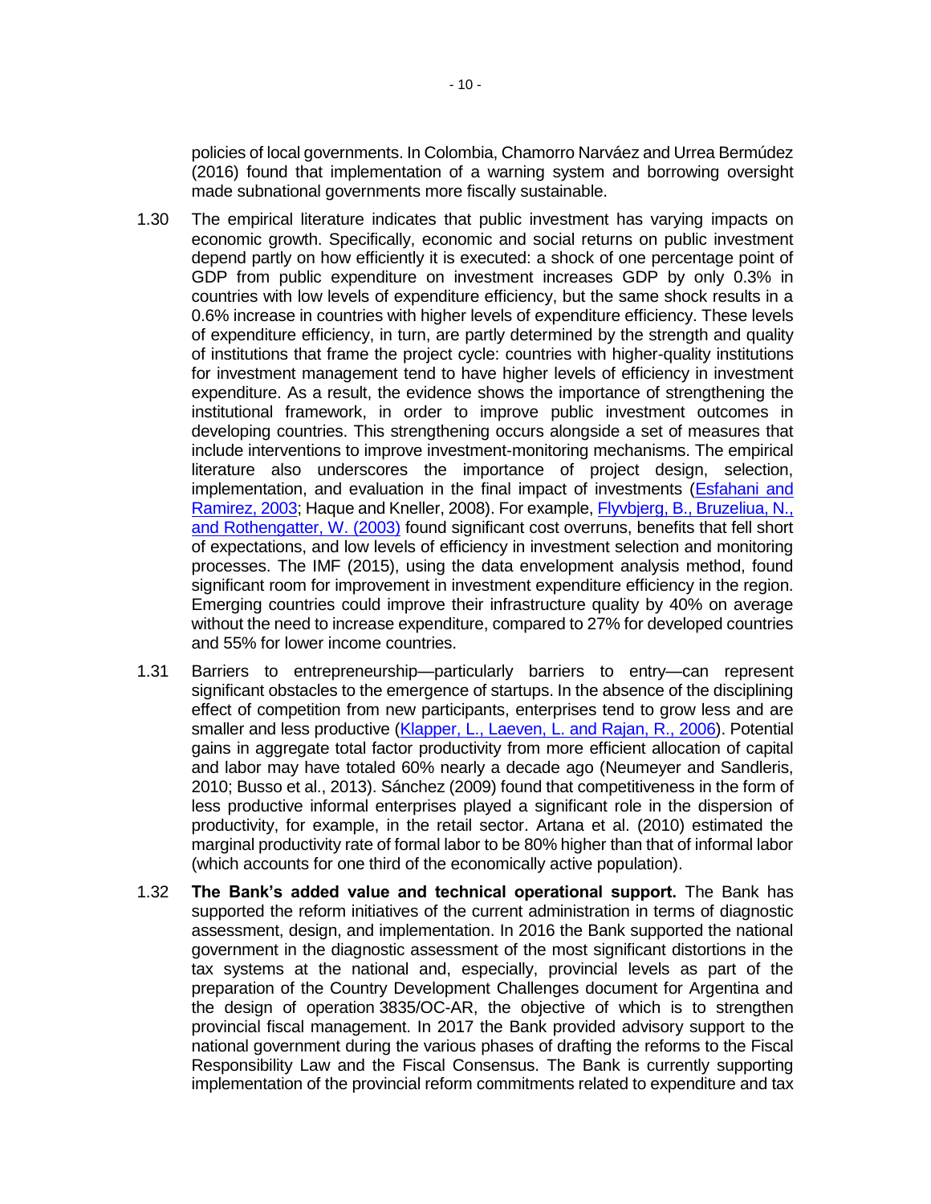policies of local governments. In Colombia, Chamorro Narváez and Urrea Bermúdez (2016) found that implementation of a warning system and borrowing oversight made subnational governments more fiscally sustainable.

1.30 The empirical literature indicates that public investment has varying impacts on economic growth. Specifically, economic and social returns on public investment depend partly on how efficiently it is executed: a shock of one percentage point of GDP from public expenditure on investment increases GDP by only 0.3% in countries with low levels of expenditure efficiency, but the same shock results in a 0.6% increase in countries with higher levels of expenditure efficiency. These levels of expenditure efficiency, in turn, are partly determined by the strength and quality of institutions that frame the project cycle: countries with higher-quality institutions for investment management tend to have higher levels of efficiency in investment expenditure. As a result, the evidence shows the importance of strengthening the institutional framework, in order to improve public investment outcomes in developing countries. This strengthening occurs alongside a set of measures that include interventions to improve investment-monitoring mechanisms. The empirical literature also underscores the importance of project design, selection, implementation, and evaluation in the final impact of investments (Esfahani and Ramirez, 2003; Haque and Kneller, 2008). For example, Flyvbjerg, B., Bruzeliua, N., and Rothengatter, W. (2003) found significant cost overruns, benefits that fell short of expectations, and low levels of efficiency in investment selection and monitoring processes. The IMF (2015), using the data envelopment analysis method, found significant room for improvement in investment expenditure efficiency in the region. Emerging countries could improve their infrastructure quality by 40% on average without the need to increase expenditure, compared to 27% for developed countries and 55% for lower income countries.

1.31 Barriers to entrepreneurship—particularly barriers to entry—can represent significant obstacles to the emergence of startups. In the absence of the disciplining effect of competition from new participants, enterprises tend to grow less and are smaller and less productive (Klapper, L., Laeven, L. and Rajan, R., 2006). Potential gains in aggregate total factor productivity from more efficient allocation of capital and labor may have totaled 60% nearly a decade ago (Neumeyer and Sandleris, 2010; Busso et al., 2013). Sánchez (2009) found that competitiveness in the form of less productive informal enterprises played a significant role in the dispersion of productivity, for example, in the retail sector. Artana et al. (2010) estimated the marginal productivity rate of formal labor to be 80% higher than that of informal labor (which accounts for one third of the economically active population).

1.32 **The Bank's added value and technical operational support.** The Bank has supported the reform initiatives of the current administration in terms of diagnostic assessment, design, and implementation. In 2016 the Bank supported the national government in the diagnostic assessment of the most significant distortions in the tax systems at the national and, especially, provincial levels as part of the preparation of the Country Development Challenges document for Argentina and the design of operation 3835/OC-AR, the objective of which is to strengthen provincial fiscal management. In 2017 the Bank provided advisory support to the national government during the various phases of drafting the reforms to the Fiscal Responsibility Law and the Fiscal Consensus. The Bank is currently supporting implementation of the provincial reform commitments related to expenditure and tax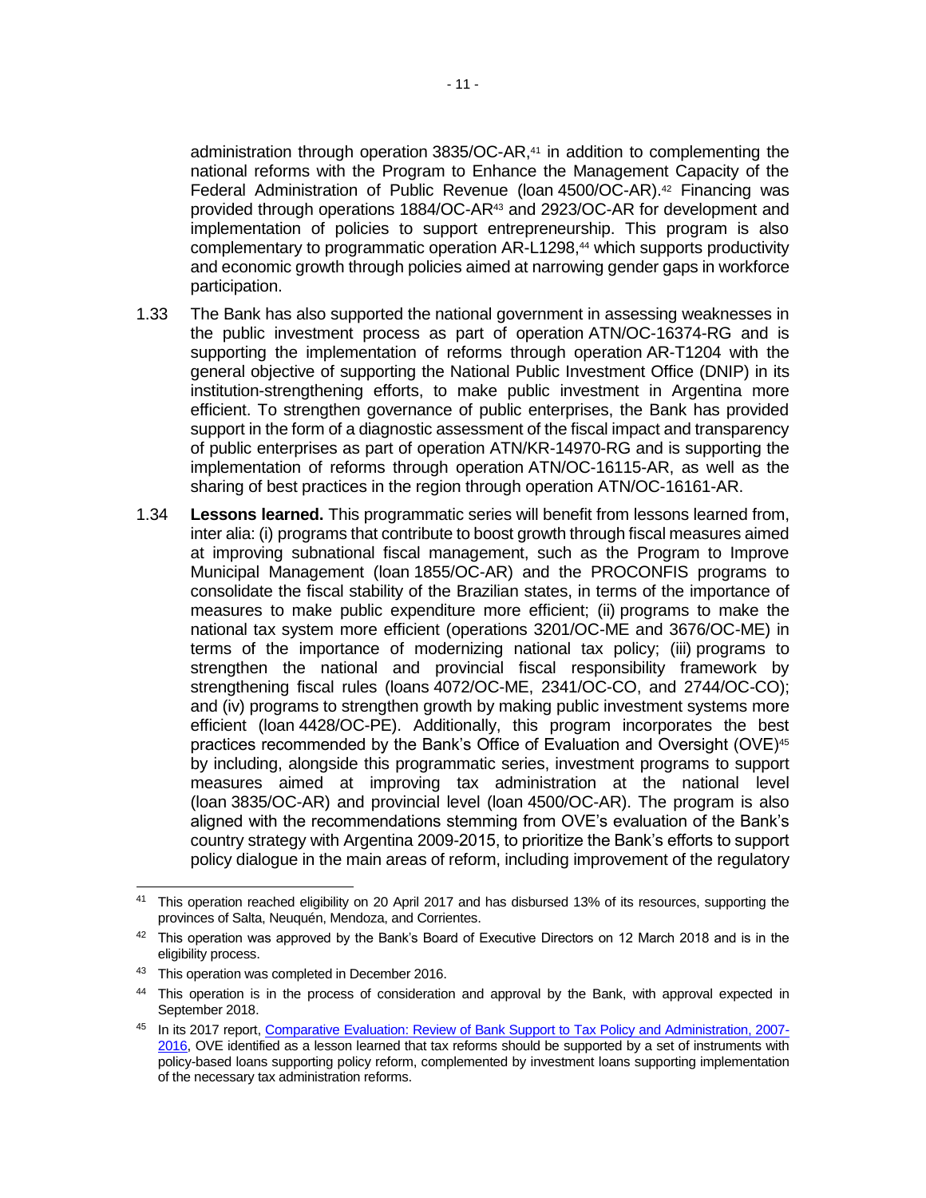administration through operation 3835/OC-AR,[41] in addition to complementing the national reforms with the Program to Enhance the Management Capacity of the Federal Administration of Public Revenue (loan 4500/OC-AR).[42] Financing was provided through operations 1884/OC-AR[43] and 2923/OC-AR for development and implementation of policies to support entrepreneurship. This program is also complementary to programmatic operation AR-L1298,[44] which supports productivity and economic growth through policies aimed at narrowing gender gaps in workforce participation.

1.33 The Bank has also supported the national government in assessing weaknesses in the public investment process as part of operation ATN/OC-16374-RG and is supporting the implementation of reforms through operation AR-T1204 with the general objective of supporting the National Public Investment Office (DNIP) in its institution-strengthening efforts, to make public investment in Argentina more efficient. To strengthen governance of public enterprises, the Bank has provided support in the form of a diagnostic assessment of the fiscal impact and transparency of public enterprises as part of operation ATN/KR-14970-RG and is supporting the implementation of reforms through operation ATN/OC-16115-AR, as well as the sharing of best practices in the region through operation ATN/OC-16161-AR.

1.34 **Lessons learned.** This programmatic series will benefit from lessons learned from, inter alia: (i) programs that contribute to boost growth through fiscal measures aimed at improving subnational fiscal management, such as the Program to Improve Municipal Management (loan 1855/OC-AR) and the PROCONFIS programs to consolidate the fiscal stability of the Brazilian states, in terms of the importance of measures to make public expenditure more efficient; (ii) programs to make the national tax system more efficient (operations 3201/OC-ME and 3676/OC-ME) in terms of the importance of modernizing national tax policy; (iii) programs to strengthen the national and provincial fiscal responsibility framework by strengthening fiscal rules (loans 4072/OC-ME, 2341/OC-CO, and 2744/OC-CO); and (iv) programs to strengthen growth by making public investment systems more efficient (loan 4428/OC-PE). Additionally, this program incorporates the best practices recommended by the Bank's Office of Evaluation and Oversight (OVE)[45] by including, alongside this programmatic series, investment programs to support measures aimed at improving tax administration at the national level (loan 3835/OC-AR) and provincial level (loan 4500/OC-AR). The program is also aligned with the recommendations stemming from OVE's evaluation of the Bank's country strategy with Argentina 2009-2015, to prioritize the Bank's efforts to support policy dialogue in the main areas of reform, including improvement of the regulatory

---

[41] This operation reached eligibility on 20 April 2017 and has disbursed 13% of its resources, supporting the provinces of Salta, Neuquén, Mendoza, and Corrientes.

[42] This operation was approved by the Bank's Board of Executive Directors on 12 March 2018 and is in the eligibility process.

[43] This operation was completed in December 2016.

[44] This operation is in the process of consideration and approval by the Bank, with approval expected in September 2018.

[45] In its 2017 report, Comparative Evaluation: Review of Bank Support to Tax Policy and Administration, 2007-2016, OVE identified as a lesson learned that tax reforms should be supported by a set of instruments with policy-based loans supporting policy reform, complemented by investment loans supporting implementation of the necessary tax administration reforms.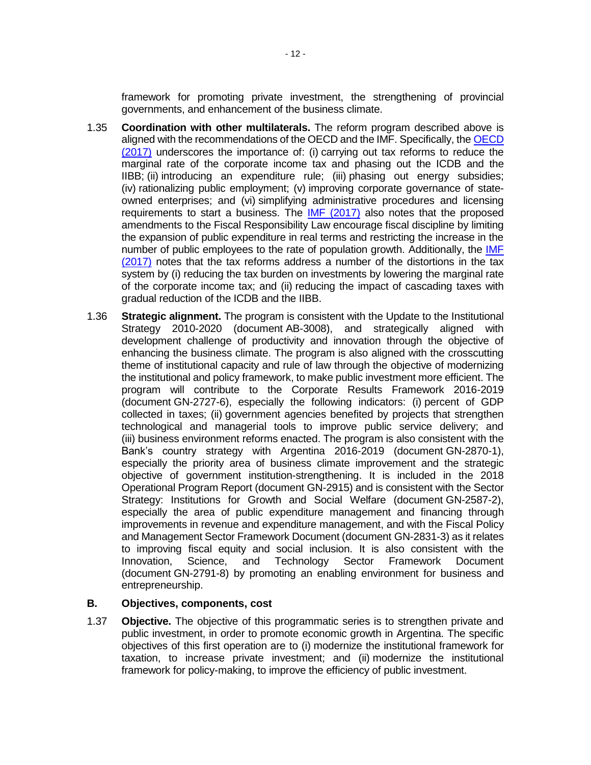framework for promoting private investment, the strengthening of provincial governments, and enhancement of the business climate.

1.35 **Coordination with other multilaterals.** The reform program described above is aligned with the recommendations of the OECD and the IMF. Specifically, the OECD (2017) underscores the importance of: (i) carrying out tax reforms to reduce the marginal rate of the corporate income tax and phasing out the ICDB and the IIBB; (ii) introducing an expenditure rule; (iii) phasing out energy subsidies; (iv) rationalizing public employment; (v) improving corporate governance of state-owned enterprises; and (vi) simplifying administrative procedures and licensing requirements to start a business. The IMF (2017) also notes that the proposed amendments to the Fiscal Responsibility Law encourage fiscal discipline by limiting the expansion of public expenditure in real terms and restricting the increase in the number of public employees to the rate of population growth. Additionally, the IMF (2017) notes that the tax reforms address a number of the distortions in the tax system by (i) reducing the tax burden on investments by lowering the marginal rate of the corporate income tax; and (ii) reducing the impact of cascading taxes with gradual reduction of the ICDB and the IIBB.

1.36 **Strategic alignment.** The program is consistent with the Update to the Institutional Strategy 2010-2020 (document AB-3008), and strategically aligned with development challenge of productivity and innovation through the objective of enhancing the business climate. The program is also aligned with the crosscutting theme of institutional capacity and rule of law through the objective of modernizing the institutional and policy framework, to make public investment more efficient. The program will contribute to the Corporate Results Framework 2016-2019 (document GN-2727-6), especially the following indicators: (i) percent of GDP collected in taxes; (ii) government agencies benefited by projects that strengthen technological and managerial tools to improve public service delivery; and (iii) business environment reforms enacted. The program is also consistent with the Bank's country strategy with Argentina 2016-2019 (document GN-2870-1), especially the priority area of business climate improvement and the strategic objective of government institution-strengthening. It is included in the 2018 Operational Program Report (document GN-2915) and is consistent with the Sector Strategy: Institutions for Growth and Social Welfare (document GN-2587-2), especially the area of public expenditure management and financing through improvements in revenue and expenditure management, and with the Fiscal Policy and Management Sector Framework Document (document GN-2831-3) as it relates to improving fiscal equity and social inclusion. It is also consistent with the Innovation, Science, and Technology Sector Framework Document (document GN-2791-8) by promoting an enabling environment for business and entrepreneurship.

## B. Objectives, components, cost

1.37 **Objective.** The objective of this programmatic series is to strengthen private and public investment, in order to promote economic growth in Argentina. The specific objectives of this first operation are to (i) modernize the institutional framework for taxation, to increase private investment; and (ii) modernize the institutional framework for policy-making, to improve the efficiency of public investment.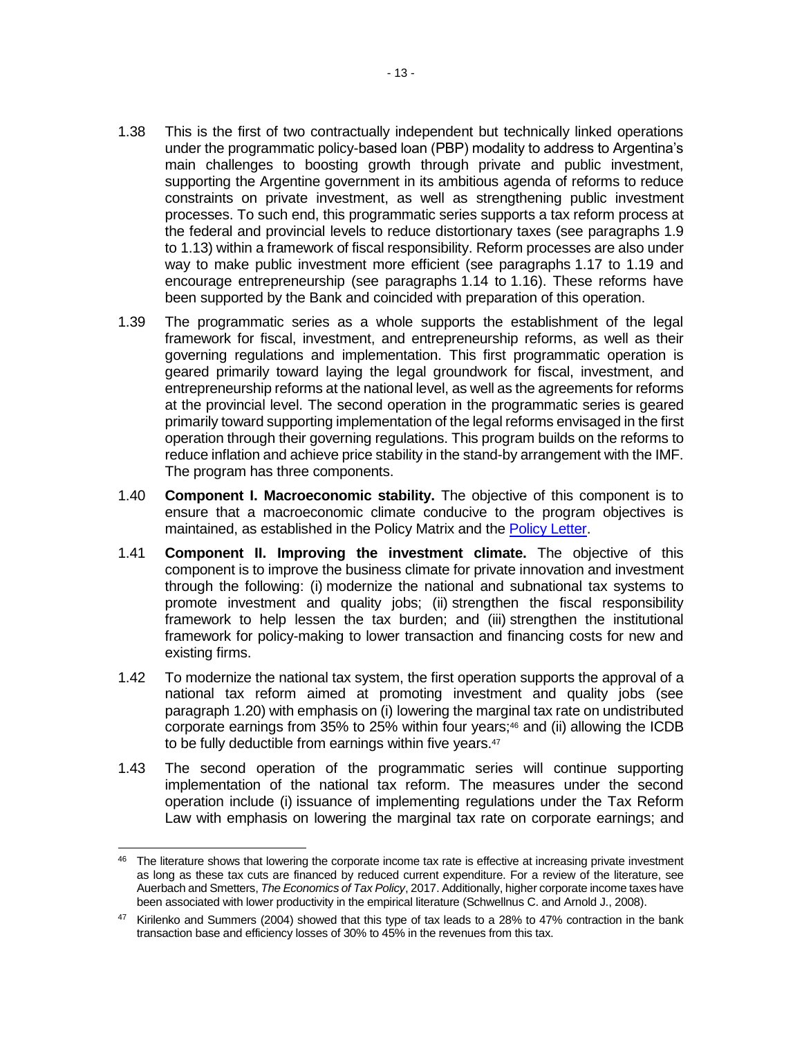1.38 This is the first of two contractually independent but technically linked operations under the programmatic policy-based loan (PBP) modality to address to Argentina's main challenges to boosting growth through private and public investment, supporting the Argentine government in its ambitious agenda of reforms to reduce constraints on private investment, as well as strengthening public investment processes. To such end, this programmatic series supports a tax reform process at the federal and provincial levels to reduce distortionary taxes (see paragraphs 1.9 to 1.13) within a framework of fiscal responsibility. Reform processes are also under way to make public investment more efficient (see paragraphs 1.17 to 1.19 and encourage entrepreneurship (see paragraphs 1.14 to 1.16). These reforms have been supported by the Bank and coincided with preparation of this operation.

1.39 The programmatic series as a whole supports the establishment of the legal framework for fiscal, investment, and entrepreneurship reforms, as well as their governing regulations and implementation. This first programmatic operation is geared primarily toward laying the legal groundwork for fiscal, investment, and entrepreneurship reforms at the national level, as well as the agreements for reforms at the provincial level. The second operation in the programmatic series is geared primarily toward supporting implementation of the legal reforms envisaged in the first operation through their governing regulations. This program builds on the reforms to reduce inflation and achieve price stability in the stand-by arrangement with the IMF. The program has three components.

1.40 **Component I. Macroeconomic stability.** The objective of this component is to ensure that a macroeconomic climate conducive to the program objectives is maintained, as established in the Policy Matrix and the Policy Letter.

1.41 **Component II. Improving the investment climate.** The objective of this component is to improve the business climate for private innovation and investment through the following: (i) modernize the national and subnational tax systems to promote investment and quality jobs; (ii) strengthen the fiscal responsibility framework to help lessen the tax burden; and (iii) strengthen the institutional framework for policy-making to lower transaction and financing costs for new and existing firms.

1.42 To modernize the national tax system, the first operation supports the approval of a national tax reform aimed at promoting investment and quality jobs (see paragraph 1.20) with emphasis on (i) lowering the marginal tax rate on undistributed corporate earnings from 35% to 25% within four years;[46] and (ii) allowing the ICDB to be fully deductible from earnings within five years.[47]

1.43 The second operation of the programmatic series will continue supporting implementation of the national tax reform. The measures under the second operation include (i) issuance of implementing regulations under the Tax Reform Law with emphasis on lowering the marginal tax rate on corporate earnings; and

---

[46] The literature shows that lowering the corporate income tax rate is effective at increasing private investment as long as these tax cuts are financed by reduced current expenditure. For a review of the literature, see Auerbach and Smetters, *The Economics of Tax Policy*, 2017. Additionally, higher corporate income taxes have been associated with lower productivity in the empirical literature (Schwellnus C. and Arnold J., 2008).

[47] Kirilenko and Summers (2004) showed that this type of tax leads to a 28% to 47% contraction in the bank transaction base and efficiency losses of 30% to 45% in the revenues from this tax.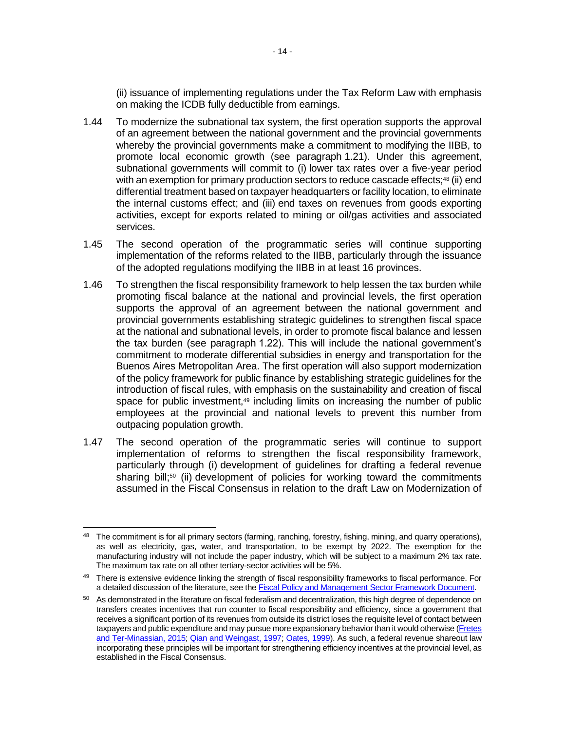(ii) issuance of implementing regulations under the Tax Reform Law with emphasis on making the ICDB fully deductible from earnings.

1.44 To modernize the subnational tax system, the first operation supports the approval of an agreement between the national government and the provincial governments whereby the provincial governments make a commitment to modifying the IIBB, to promote local economic growth (see paragraph 1.21). Under this agreement, subnational governments will commit to (i) lower tax rates over a five-year period with an exemption for primary production sectors to reduce cascade effects;[48] (ii) end differential treatment based on taxpayer headquarters or facility location, to eliminate the internal customs effect; and (iii) end taxes on revenues from goods exporting activities, except for exports related to mining or oil/gas activities and associated services.

1.45 The second operation of the programmatic series will continue supporting implementation of the reforms related to the IIBB, particularly through the issuance of the adopted regulations modifying the IIBB in at least 16 provinces.

1.46 To strengthen the fiscal responsibility framework to help lessen the tax burden while promoting fiscal balance at the national and provincial levels, the first operation supports the approval of an agreement between the national government and provincial governments establishing strategic guidelines to strengthen fiscal space at the national and subnational levels, in order to promote fiscal balance and lessen the tax burden (see paragraph 1.22). This will include the national government's commitment to moderate differential subsidies in energy and transportation for the Buenos Aires Metropolitan Area. The first operation will also support modernization of the policy framework for public finance by establishing strategic guidelines for the introduction of fiscal rules, with emphasis on the sustainability and creation of fiscal space for public investment,[49] including limits on increasing the number of public employees at the provincial and national levels to prevent this number from outpacing population growth.

1.47 The second operation of the programmatic series will continue to support implementation of reforms to strengthen the fiscal responsibility framework, particularly through (i) development of guidelines for drafting a federal revenue sharing bill;[50] (ii) development of policies for working toward the commitments assumed in the Fiscal Consensus in relation to the draft Law on Modernization of

---

[48] The commitment is for all primary sectors (farming, ranching, forestry, fishing, mining, and quarry operations), as well as electricity, gas, water, and transportation, to be exempt by 2022. The exemption for the manufacturing industry will not include the paper industry, which will be subject to a maximum 2% tax rate. The maximum tax rate on all other tertiary-sector activities will be 5%.

[49] There is extensive evidence linking the strength of fiscal responsibility frameworks to fiscal performance. For a detailed discussion of the literature, see the Fiscal Policy and Management Sector Framework Document.

[50] As demonstrated in the literature on fiscal federalism and decentralization, this high degree of dependence on transfers creates incentives that run counter to fiscal responsibility and efficiency, since a government that receives a significant portion of its revenues from outside its district loses the requisite level of contact between taxpayers and public expenditure and may pursue more expansionary behavior than it would otherwise (Fretes and Ter-Minassian, 2015; Qian and Weingast, 1997; Oates, 1999). As such, a federal revenue shareout law incorporating these principles will be important for strengthening efficiency incentives at the provincial level, as established in the Fiscal Consensus.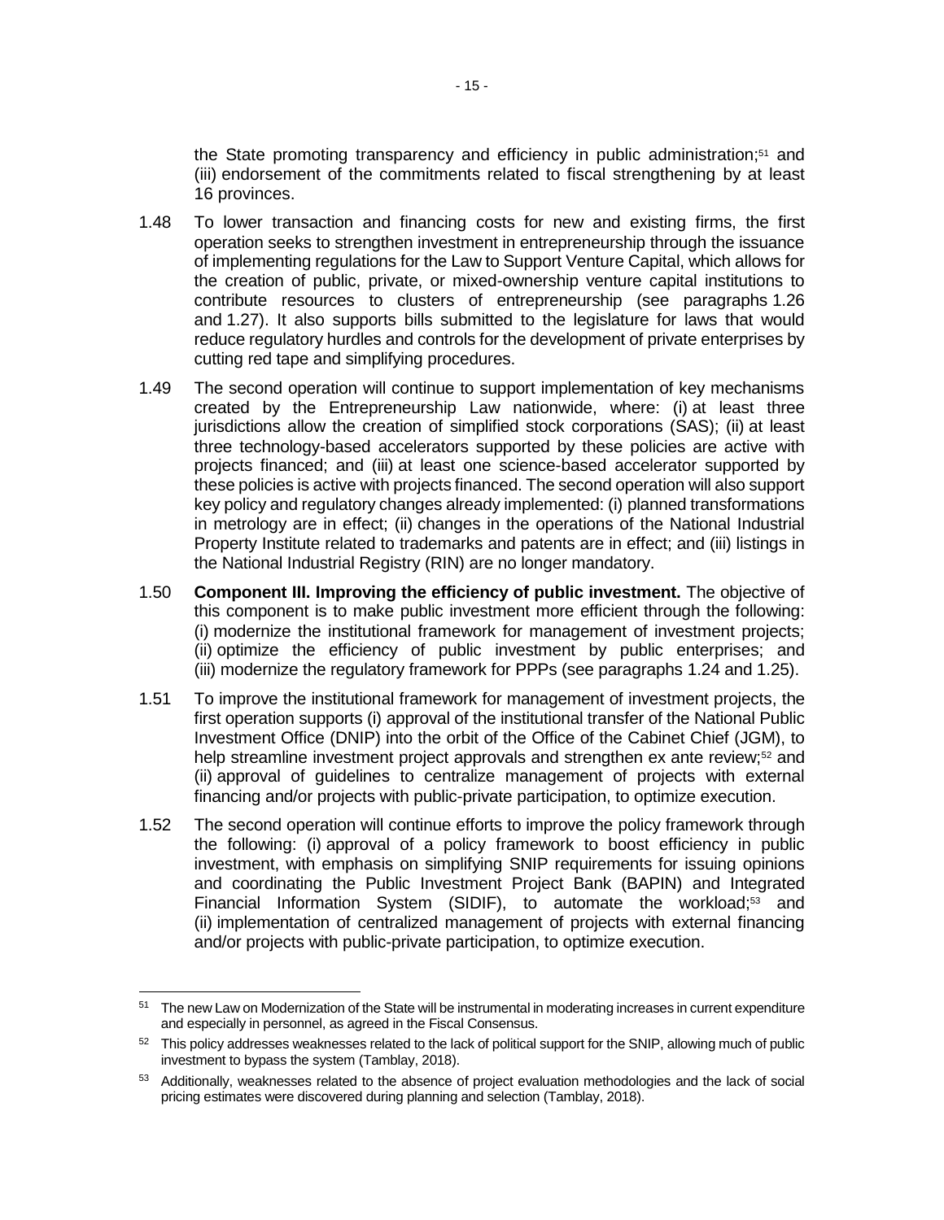the State promoting transparency and efficiency in public administration;[51] and (iii) endorsement of the commitments related to fiscal strengthening by at least 16 provinces.

1.48 To lower transaction and financing costs for new and existing firms, the first operation seeks to strengthen investment in entrepreneurship through the issuance of implementing regulations for the Law to Support Venture Capital, which allows for the creation of public, private, or mixed-ownership venture capital institutions to contribute resources to clusters of entrepreneurship (see paragraphs 1.26 and 1.27). It also supports bills submitted to the legislature for laws that would reduce regulatory hurdles and controls for the development of private enterprises by cutting red tape and simplifying procedures.

1.49 The second operation will continue to support implementation of key mechanisms created by the Entrepreneurship Law nationwide, where: (i) at least three jurisdictions allow the creation of simplified stock corporations (SAS); (ii) at least three technology-based accelerators supported by these policies are active with projects financed; and (iii) at least one science-based accelerator supported by these policies is active with projects financed. The second operation will also support key policy and regulatory changes already implemented: (i) planned transformations in metrology are in effect; (ii) changes in the operations of the National Industrial Property Institute related to trademarks and patents are in effect; and (iii) listings in the National Industrial Registry (RIN) are no longer mandatory.

1.50 **Component III. Improving the efficiency of public investment.** The objective of this component is to make public investment more efficient through the following: (i) modernize the institutional framework for management of investment projects; (ii) optimize the efficiency of public investment by public enterprises; and (iii) modernize the regulatory framework for PPPs (see paragraphs 1.24 and 1.25).

1.51 To improve the institutional framework for management of investment projects, the first operation supports (i) approval of the institutional transfer of the National Public Investment Office (DNIP) into the orbit of the Office of the Cabinet Chief (JGM), to help streamline investment project approvals and strengthen ex ante review;[52] and (ii) approval of guidelines to centralize management of projects with external financing and/or projects with public-private participation, to optimize execution.

1.52 The second operation will continue efforts to improve the policy framework through the following: (i) approval of a policy framework to boost efficiency in public investment, with emphasis on simplifying SNIP requirements for issuing opinions and coordinating the Public Investment Project Bank (BAPIN) and Integrated Financial Information System (SIDIF), to automate the workload;[53] and (ii) implementation of centralized management of projects with external financing and/or projects with public-private participation, to optimize execution.

[51] The new Law on Modernization of the State will be instrumental in moderating increases in current expenditure and especially in personnel, as agreed in the Fiscal Consensus.

[52] This policy addresses weaknesses related to the lack of political support for the SNIP, allowing much of public investment to bypass the system (Tamblay, 2018).

[53] Additionally, weaknesses related to the absence of project evaluation methodologies and the lack of social pricing estimates were discovered during planning and selection (Tamblay, 2018).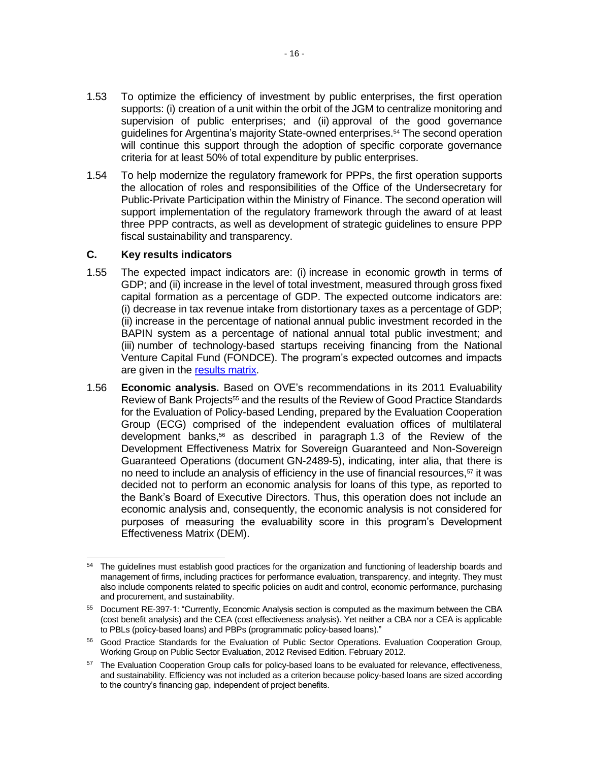1.53 To optimize the efficiency of investment by public enterprises, the first operation supports: (i) creation of a unit within the orbit of the JGM to centralize monitoring and supervision of public enterprises; and (ii) approval of the good governance guidelines for Argentina's majority State-owned enterprises.[54] The second operation will continue this support through the adoption of specific corporate governance criteria for at least 50% of total expenditure by public enterprises.

1.54 To help modernize the regulatory framework for PPPs, the first operation supports the allocation of roles and responsibilities of the Office of the Undersecretary for Public-Private Participation within the Ministry of Finance. The second operation will support implementation of the regulatory framework through the award of at least three PPP contracts, as well as development of strategic guidelines to ensure PPP fiscal sustainability and transparency.

## C. Key results indicators

1.55 The expected impact indicators are: (i) increase in economic growth in terms of GDP; and (ii) increase in the level of total investment, measured through gross fixed capital formation as a percentage of GDP. The expected outcome indicators are: (i) decrease in tax revenue intake from distortionary taxes as a percentage of GDP; (ii) increase in the percentage of national annual public investment recorded in the BAPIN system as a percentage of national annual total public investment; and (iii) number of technology-based startups receiving financing from the National Venture Capital Fund (FONDCE). The program's expected outcomes and impacts are given in the results matrix.

1.56 **Economic analysis.** Based on OVE's recommendations in its 2011 Evaluability Review of Bank Projects[55] and the results of the Review of Good Practice Standards for the Evaluation of Policy-based Lending, prepared by the Evaluation Cooperation Group (ECG) comprised of the independent evaluation offices of multilateral development banks,[56] as described in paragraph 1.3 of the Review of the Development Effectiveness Matrix for Sovereign Guaranteed and Non-Sovereign Guaranteed Operations (document GN-2489-5), indicating, inter alia, that there is no need to include an analysis of efficiency in the use of financial resources,[57] it was decided not to perform an economic analysis for loans of this type, as reported to the Bank's Board of Executive Directors. Thus, this operation does not include an economic analysis and, consequently, the economic analysis is not considered for purposes of measuring the evaluability score in this program's Development Effectiveness Matrix (DEM).

---

[54] The guidelines must establish good practices for the organization and functioning of leadership boards and management of firms, including practices for performance evaluation, transparency, and integrity. They must also include components related to specific policies on audit and control, economic performance, purchasing and procurement, and sustainability.

[55] Document RE-397-1: "Currently, Economic Analysis section is computed as the maximum between the CBA (cost benefit analysis) and the CEA (cost effectiveness analysis). Yet neither a CBA nor a CEA is applicable to PBLs (policy-based loans) and PBPs (programmatic policy-based loans)."

[56] Good Practice Standards for the Evaluation of Public Sector Operations. Evaluation Cooperation Group, Working Group on Public Sector Evaluation, 2012 Revised Edition. February 2012.

[57] The Evaluation Cooperation Group calls for policy-based loans to be evaluated for relevance, effectiveness, and sustainability. Efficiency was not included as a criterion because policy-based loans are sized according to the country's financing gap, independent of project benefits.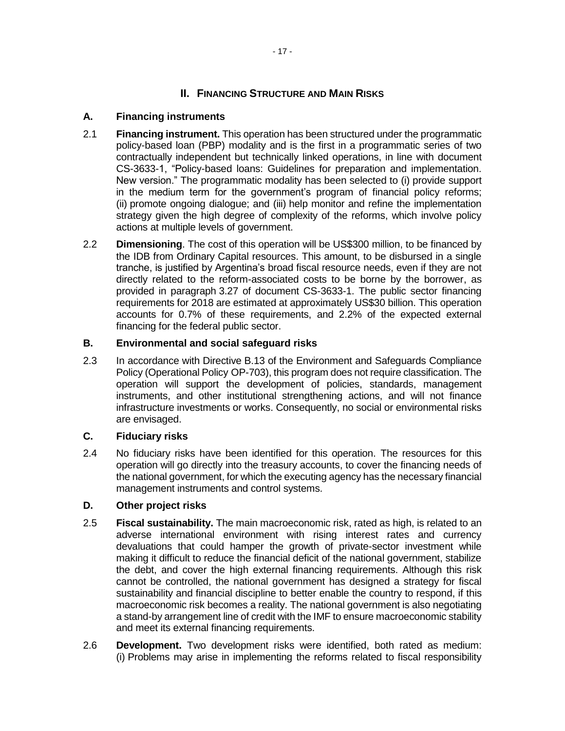# II. Financing Structure and Main Risks

## A. Financing instruments

2.1 **Financing instrument.** This operation has been structured under the programmatic policy-based loan (PBP) modality and is the first in a programmatic series of two contractually independent but technically linked operations, in line with document CS-3633-1, "Policy-based loans: Guidelines for preparation and implementation. New version." The programmatic modality has been selected to (i) provide support in the medium term for the government's program of financial policy reforms; (ii) promote ongoing dialogue; and (iii) help monitor and refine the implementation strategy given the high degree of complexity of the reforms, which involve policy actions at multiple levels of government.

2.2 **Dimensioning**. The cost of this operation will be US$300 million, to be financed by the IDB from Ordinary Capital resources. This amount, to be disbursed in a single tranche, is justified by Argentina's broad fiscal resource needs, even if they are not directly related to the reform-associated costs to be borne by the borrower, as provided in paragraph 3.27 of document CS-3633-1. The public sector financing requirements for 2018 are estimated at approximately US$30 billion. This operation accounts for 0.7% of these requirements, and 2.2% of the expected external financing for the federal public sector.

## B. Environmental and social safeguard risks

2.3 In accordance with Directive B.13 of the Environment and Safeguards Compliance Policy (Operational Policy OP-703), this program does not require classification. The operation will support the development of policies, standards, management instruments, and other institutional strengthening actions, and will not finance infrastructure investments or works. Consequently, no social or environmental risks are envisaged.

## C. Fiduciary risks

2.4 No fiduciary risks have been identified for this operation. The resources for this operation will go directly into the treasury accounts, to cover the financing needs of the national government, for which the executing agency has the necessary financial management instruments and control systems.

## D. Other project risks

2.5 **Fiscal sustainability.** The main macroeconomic risk, rated as high, is related to an adverse international environment with rising interest rates and currency devaluations that could hamper the growth of private-sector investment while making it difficult to reduce the financial deficit of the national government, stabilize the debt, and cover the high external financing requirements. Although this risk cannot be controlled, the national government has designed a strategy for fiscal sustainability and financial discipline to better enable the country to respond, if this macroeconomic risk becomes a reality. The national government is also negotiating a stand-by arrangement line of credit with the IMF to ensure macroeconomic stability and meet its external financing requirements.

2.6 **Development.** Two development risks were identified, both rated as medium: (i) Problems may arise in implementing the reforms related to fiscal responsibility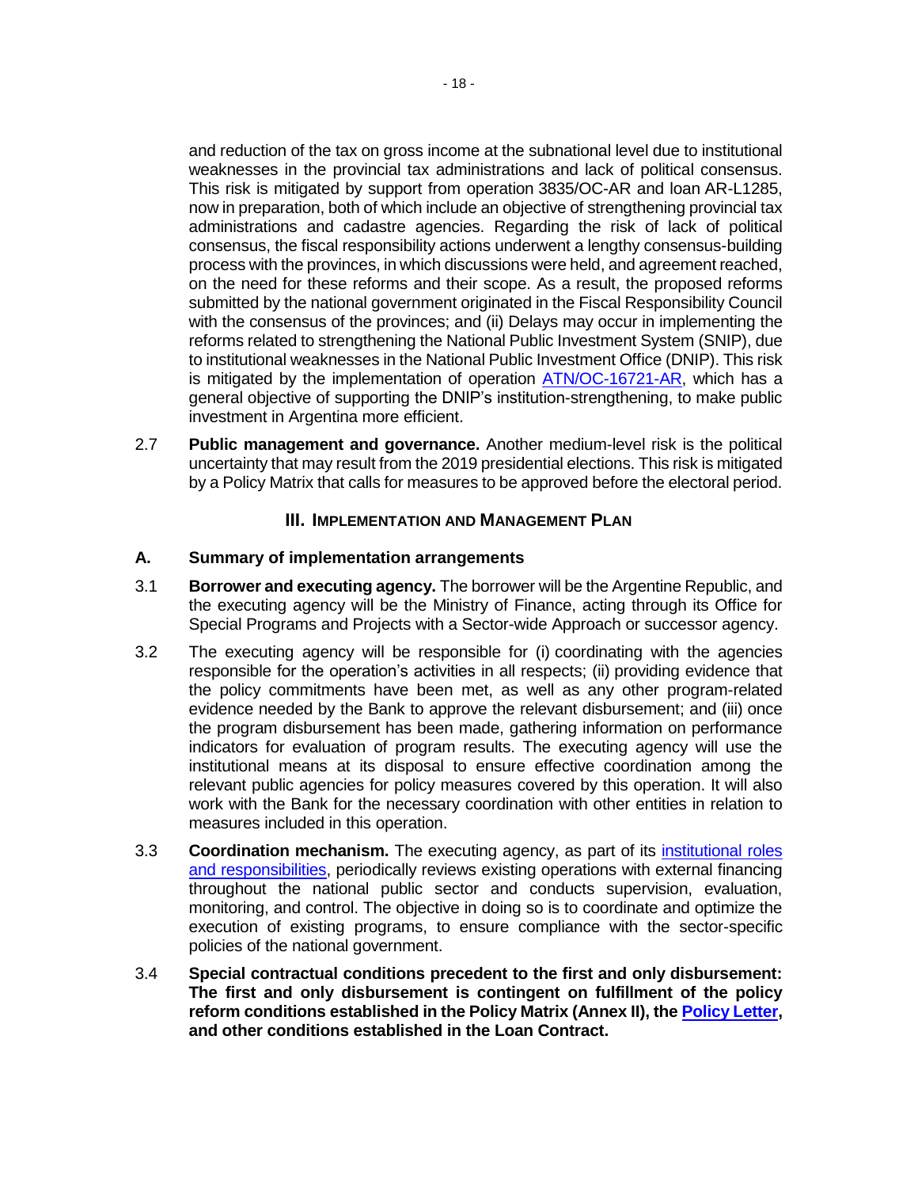and reduction of the tax on gross income at the subnational level due to institutional weaknesses in the provincial tax administrations and lack of political consensus. This risk is mitigated by support from operation 3835/OC-AR and loan AR-L1285, now in preparation, both of which include an objective of strengthening provincial tax administrations and cadastre agencies. Regarding the risk of lack of political consensus, the fiscal responsibility actions underwent a lengthy consensus-building process with the provinces, in which discussions were held, and agreement reached, on the need for these reforms and their scope. As a result, the proposed reforms submitted by the national government originated in the Fiscal Responsibility Council with the consensus of the provinces; and (ii) Delays may occur in implementing the reforms related to strengthening the National Public Investment System (SNIP), due to institutional weaknesses in the National Public Investment Office (DNIP). This risk is mitigated by the implementation of operation ATN/OC-16721-AR, which has a general objective of supporting the DNIP's institution-strengthening, to make public investment in Argentina more efficient.

2.7 **Public management and governance.** Another medium-level risk is the political uncertainty that may result from the 2019 presidential elections. This risk is mitigated by a Policy Matrix that calls for measures to be approved before the electoral period.

## III. IMPLEMENTATION AND MANAGEMENT PLAN

### A. Summary of implementation arrangements

3.1 **Borrower and executing agency.** The borrower will be the Argentine Republic, and the executing agency will be the Ministry of Finance, acting through its Office for Special Programs and Projects with a Sector-wide Approach or successor agency.

3.2 The executing agency will be responsible for (i) coordinating with the agencies responsible for the operation's activities in all respects; (ii) providing evidence that the policy commitments have been met, as well as any other program-related evidence needed by the Bank to approve the relevant disbursement; and (iii) once the program disbursement has been made, gathering information on performance indicators for evaluation of program results. The executing agency will use the institutional means at its disposal to ensure effective coordination among the relevant public agencies for policy measures covered by this operation. It will also work with the Bank for the necessary coordination with other entities in relation to measures included in this operation.

3.3 **Coordination mechanism.** The executing agency, as part of its institutional roles and responsibilities, periodically reviews existing operations with external financing throughout the national public sector and conducts supervision, evaluation, monitoring, and control. The objective in doing so is to coordinate and optimize the execution of existing programs, to ensure compliance with the sector-specific policies of the national government.

3.4 **Special contractual conditions precedent to the first and only disbursement: The first and only disbursement is contingent on fulfillment of the policy reform conditions established in the Policy Matrix (Annex II), the Policy Letter, and other conditions established in the Loan Contract.**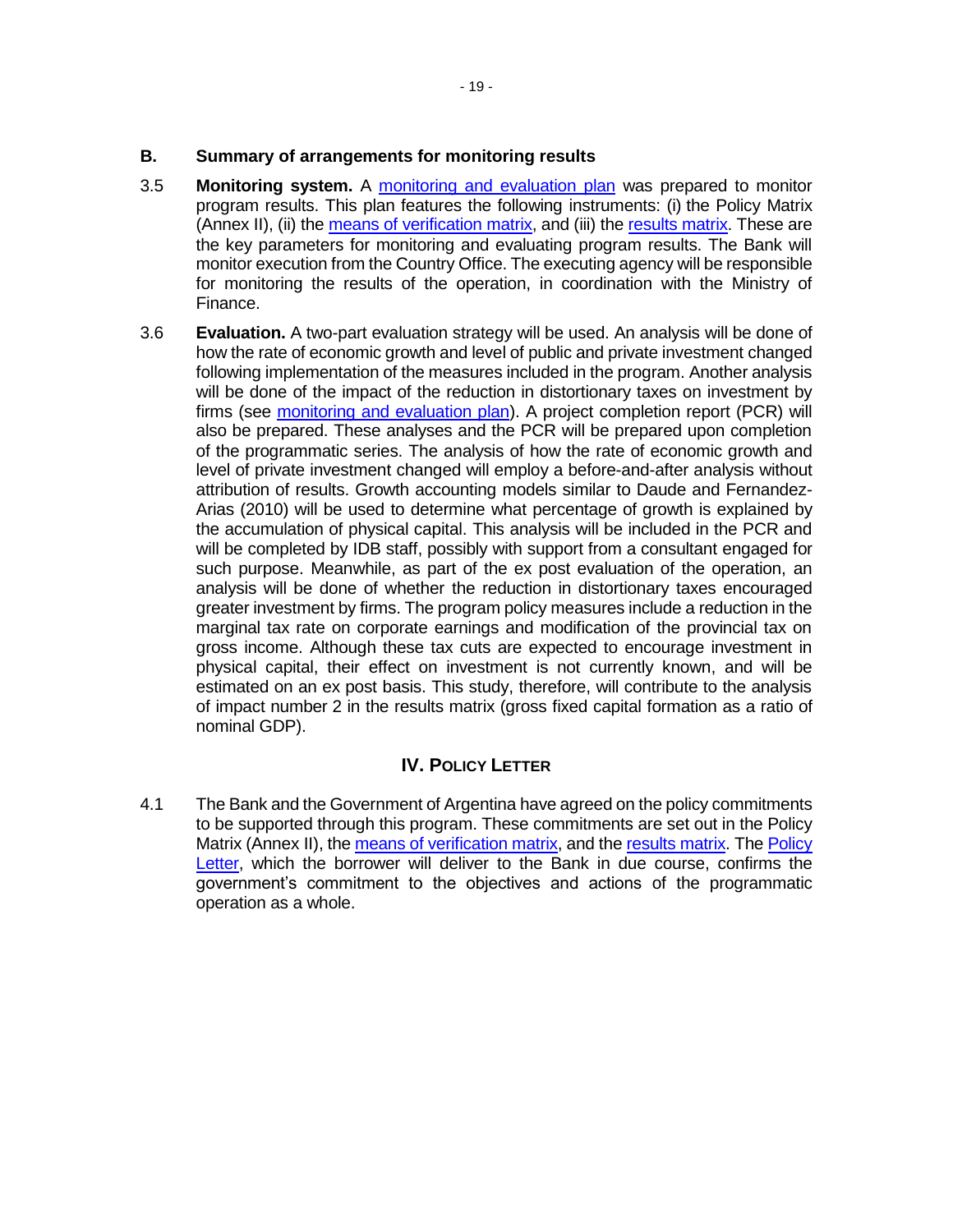## B. Summary of arrangements for monitoring results

3.5 **Monitoring system.** A monitoring and evaluation plan was prepared to monitor program results. This plan features the following instruments: (i) the Policy Matrix (Annex II), (ii) the means of verification matrix, and (iii) the results matrix. These are the key parameters for monitoring and evaluating program results. The Bank will monitor execution from the Country Office. The executing agency will be responsible for monitoring the results of the operation, in coordination with the Ministry of Finance.

3.6 **Evaluation.** A two-part evaluation strategy will be used. An analysis will be done of how the rate of economic growth and level of public and private investment changed following implementation of the measures included in the program. Another analysis will be done of the impact of the reduction in distortionary taxes on investment by firms (see monitoring and evaluation plan). A project completion report (PCR) will also be prepared. These analyses and the PCR will be prepared upon completion of the programmatic series. The analysis of how the rate of economic growth and level of private investment changed will employ a before-and-after analysis without attribution of results. Growth accounting models similar to Daude and Fernandez-Arias (2010) will be used to determine what percentage of growth is explained by the accumulation of physical capital. This analysis will be included in the PCR and will be completed by IDB staff, possibly with support from a consultant engaged for such purpose. Meanwhile, as part of the ex post evaluation of the operation, an analysis will be done of whether the reduction in distortionary taxes encouraged greater investment by firms. The program policy measures include a reduction in the marginal tax rate on corporate earnings and modification of the provincial tax on gross income. Although these tax cuts are expected to encourage investment in physical capital, their effect on investment is not currently known, and will be estimated on an ex post basis. This study, therefore, will contribute to the analysis of impact number 2 in the results matrix (gross fixed capital formation as a ratio of nominal GDP).

# IV. Policy Letter

4.1 The Bank and the Government of Argentina have agreed on the policy commitments to be supported through this program. These commitments are set out in the Policy Matrix (Annex II), the means of verification matrix, and the results matrix. The Policy Letter, which the borrower will deliver to the Bank in due course, confirms the government's commitment to the objectives and actions of the programmatic operation as a whole.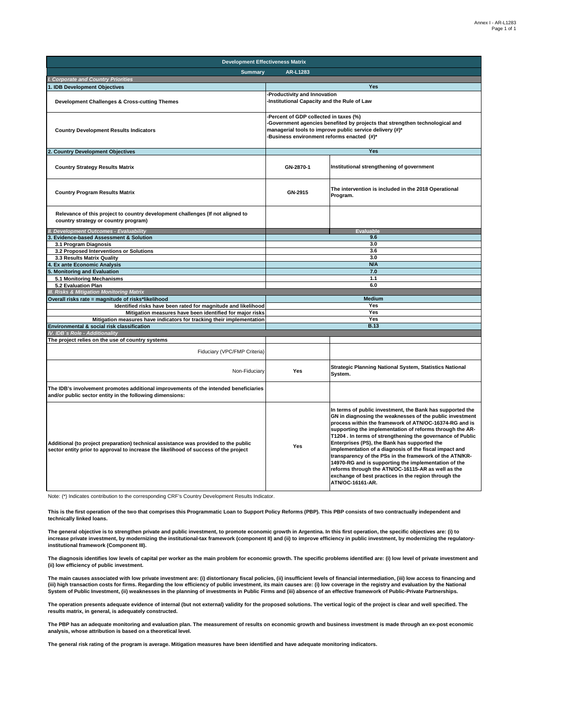| Development Effectiveness Matrix | | |
|---|---|---|
| **Summary** | **AR-L1283** | |
| ***I. Corporate and Country Priorities*** | | |
| **1. IDB Development Objectives** | **Yes** | |
| **Development Challenges & Cross-cutting Themes** | -Productivity and Innovation<br>-Institutional Capacity and the Rule of Law | |
| **Country Development Results Indicators** | -Percent of GDP collected in taxes (%)<br>-Government agencies benefited by projects that strengthen technological and managerial tools to improve public service delivery (#)*<br>-Business environment reforms enacted (#)* | |
| **2. Country Development Objectives** | **Yes** | |
| **Country Strategy Results Matrix** | GN-2870-1 | Institutional strengthening of government |
| **Country Program Results Matrix** | GN-2915 | The intervention is included in the 2018 Operational Program. |
| **Relevance of this project to country development challenges (If not aligned to country strategy or country program)** | | |
| ***II. Development Outcomes - Evaluability*** | **Evaluable** | |
| **3. Evidence-based Assessment & Solution** | **9.6** | |
| 3.1 Program Diagnosis | 3.0 | |
| 3.2 Proposed Interventions or Solutions | 3.6 | |
| 3.3 Results Matrix Quality | 3.0 | |
| **4. Ex ante Economic Analysis** | **N/A** | |
| **5. Monitoring and Evaluation** | **7.0** | |
| 5.1 Monitoring Mechanisms | 1.1 | |
| 5.2 Evaluation Plan | 6.0 | |
| ***III. Risks & Mitigation Monitoring Matrix*** | | |
| **Overall risks rate = magnitude of risks*likelihood** | **Medium** | |
| Identified risks have been rated for magnitude and likelihood | Yes | |
| Mitigation measures have been identified for major risks | Yes | |
| Mitigation measures have indicators for tracking their implementation | Yes | |
| **Environmental & social risk classification** | **B.13** | |
| ***IV. IDB´s Role - Additionality*** | | |
| **The project relies on the use of country systems** | | |
| Fiduciary (VPC/FMP Criteria) | | |
| Non-Fiduciary | Yes | Strategic Planning National System, Statistics National System. |
| **The IDB's involvement promotes additional improvements of the intended beneficiaries and/or public sector entity in the following dimensions:** | | |
| **Additional (to project preparation) technical assistance was provided to the public sector entity prior to approval to increase the likelihood of success of the project** | Yes | In terms of public investment, the Bank has supported the GN in diagnosing the weaknesses of the public investment process within the framework of ATN/OC-16374-RG and is supporting the implementation of reforms through the AR-T1204 . In terms of strengthening the governance of Public Enterprises (PS), the Bank has supported the implementation of a diagnosis of the fiscal impact and transparency of the PSs in the framework of the ATN/KR-14970-RG and is supporting the implementation of the reforms through the ATN/OC-16115-AR as well as the exchange of best practices in the region through the ATN/OC-16161-AR. |

Note: (*) Indicates contribution to the corresponding CRF's Country Development Results Indicator.

**This is the first operation of the two that comprises this Programmatic Loan to Support Policy Reforms (PBP). This PBP consists of two contractually independent and technically linked loans.**

**The general objective is to strengthen private and public investment, to promote economic growth in Argentina. In this first operation, the specific objectives are: (i) to increase private investment, by modernizing the institutional-tax framework (component II) and (ii) to improve efficiency in public investment, by modernizing the regulatory-institutional framework (Component III).**

**The diagnosis identifies low levels of capital per worker as the main problem for economic growth. The specific problems identified are: (i) low level of private investment and (ii) low efficiency of public investment.**

**The main causes associated with low private investment are: (i) distortionary fiscal policies, (ii) insufficient levels of financial intermediation, (iii) low access to financing and (iii) high transaction costs for firms. Regarding the low efficiency of public investment, its main causes are: (i) low coverage in the registry and evaluation by the National System of Public Investment, (ii) weaknesses in the planning of investments in Public Firms and (iii) absence of an effective framework of Public-Private Partnerships.**

**The operation presents adequate evidence of internal (but not external) validity for the proposed solutions. The vertical logic of the project is clear and well specified. The results matrix, in general, is adequately constructed.**

**The PBP has an adequate monitoring and evaluation plan. The measurement of results on economic growth and business investment is made through an ex-post economic analysis, whose attribution is based on a theoretical level.**

**The general risk rating of the program is average. Mitigation measures have been identified and have adequate monitoring indicators.**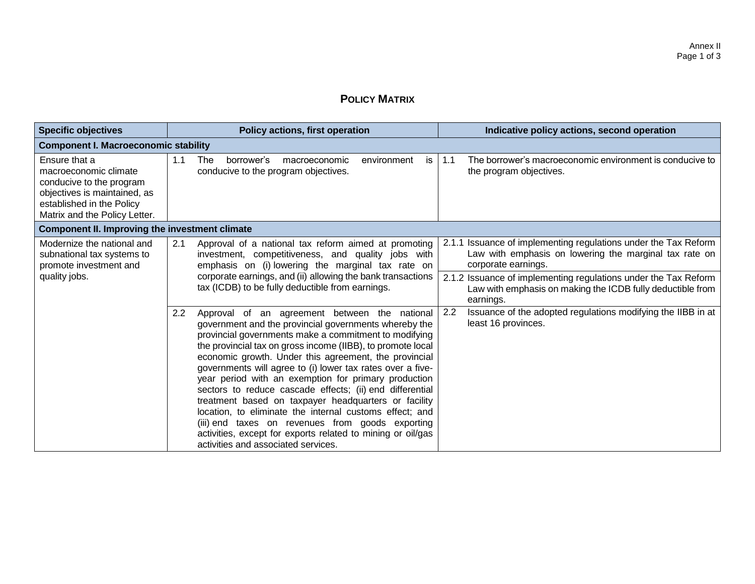# Policy Matrix

| Specific objectives | Policy actions, first operation | Indicative policy actions, second operation |
|---|---|---|
| **Component I. Macroeconomic stability** | | |
| Ensure that a macroeconomic climate conducive to the program objectives is maintained, as established in the Policy Matrix and the Policy Letter. | 1.1 The borrower's macroeconomic environment is conducive to the program objectives. | 1.1 The borrower's macroeconomic environment is conducive to the program objectives. |
| **Component II. Improving the investment climate** | | |
| Modernize the national and subnational tax systems to promote investment and quality jobs. | 2.1 Approval of a national tax reform aimed at promoting investment, competitiveness, and quality jobs with emphasis on (i) lowering the marginal tax rate on corporate earnings, and (ii) allowing the bank transactions tax (ICDB) to be fully deductible from earnings. | 2.1.1 Issuance of implementing regulations under the Tax Reform Law with emphasis on lowering the marginal tax rate on corporate earnings. |
| | | 2.1.2 Issuance of implementing regulations under the Tax Reform Law with emphasis on making the ICDB fully deductible from earnings. |
| | 2.2 Approval of an agreement between the national government and the provincial governments whereby the provincial governments make a commitment to modifying the provincial tax on gross income (IIBB), to promote local economic growth. Under this agreement, the provincial governments will agree to (i) lower tax rates over a five-year period with an exemption for primary production sectors to reduce cascade effects; (ii) end differential treatment based on taxpayer headquarters or facility location, to eliminate the internal customs effect; and (iii) end taxes on revenues from goods exporting activities, except for exports related to mining or oil/gas activities and associated services. | 2.2 Issuance of the adopted regulations modifying the IIBB in at least 16 provinces. |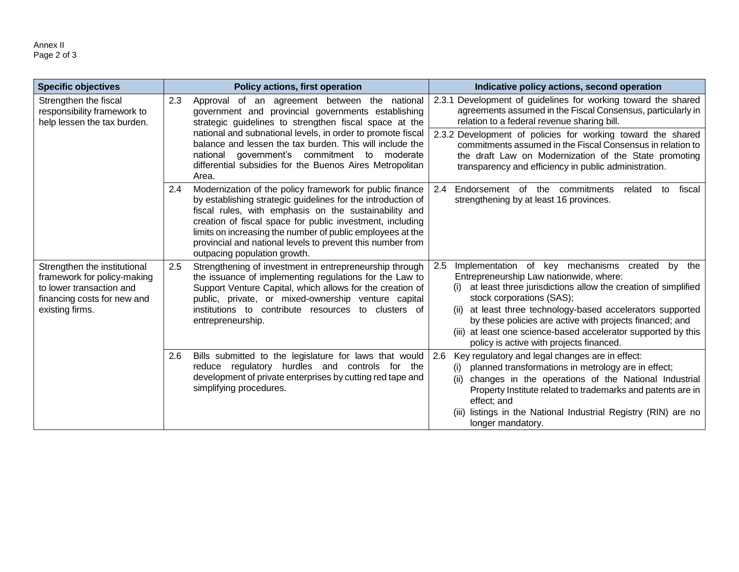| Specific objectives | Policy actions, first operation | Indicative policy actions, second operation |
|---|---|---|
| Strengthen the fiscal responsibility framework to help lessen the tax burden. | 2.3 Approval of an agreement between the national government and provincial governments establishing strategic guidelines to strengthen fiscal space at the national and subnational levels, in order to promote fiscal balance and lessen the tax burden. This will include the national government's commitment to moderate differential subsidies for the Buenos Aires Metropolitan Area. | 2.3.1 Development of guidelines for working toward the shared agreements assumed in the Fiscal Consensus, particularly in relation to a federal revenue sharing bill. |
| | | 2.3.2 Development of policies for working toward the shared commitments assumed in the Fiscal Consensus in relation to the draft Law on Modernization of the State promoting transparency and efficiency in public administration. |
| | 2.4 Modernization of the policy framework for public finance by establishing strategic guidelines for the introduction of fiscal rules, with emphasis on the sustainability and creation of fiscal space for public investment, including limits on increasing the number of public employees at the provincial and national levels to prevent this number from outpacing population growth. | 2.4 Endorsement of the commitments related to fiscal strengthening by at least 16 provinces. |
| Strengthen the institutional framework for policy-making to lower transaction and financing costs for new and existing firms. | 2.5 Strengthening of investment in entrepreneurship through the issuance of implementing regulations for the Law to Support Venture Capital, which allows for the creation of public, private, or mixed-ownership venture capital institutions to contribute resources to clusters of entrepreneurship. | 2.5 Implementation of key mechanisms created by the Entrepreneurship Law nationwide, where: (i) at least three jurisdictions allow the creation of simplified stock corporations (SAS); (ii) at least three technology-based accelerators supported by these policies are active with projects financed; and (iii) at least one science-based accelerator supported by this policy is active with projects financed. |
| | 2.6 Bills submitted to the legislature for laws that would reduce regulatory hurdles and controls for the development of private enterprises by cutting red tape and simplifying procedures. | 2.6 Key regulatory and legal changes are in effect: (i) planned transformations in metrology are in effect; (ii) changes in the operations of the National Industrial Property Institute related to trademarks and patents are in effect; and (iii) listings in the National Industrial Registry (RIN) are no longer mandatory. |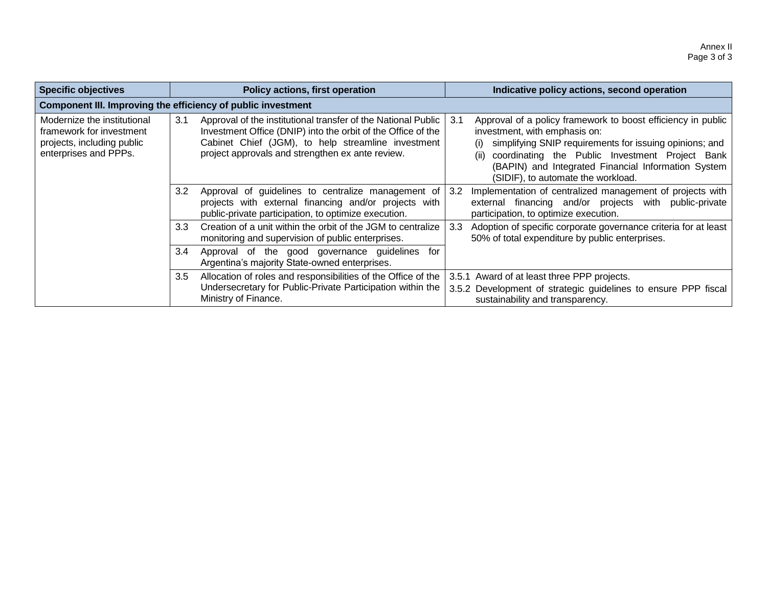| Specific objectives | Policy actions, first operation | Indicative policy actions, second operation |
|---|---|---|
| **Component III. Improving the efficiency of public investment** | | |
| Modernize the institutional framework for investment projects, including public enterprises and PPPs. | 3.1 Approval of the institutional transfer of the National Public Investment Office (DNIP) into the orbit of the Office of the Cabinet Chief (JGM), to help streamline investment project approvals and strengthen ex ante review. | 3.1 Approval of a policy framework to boost efficiency in public investment, with emphasis on: (i) simplifying SNIP requirements for issuing opinions; and (ii) coordinating the Public Investment Project Bank (BAPIN) and Integrated Financial Information System (SIDIF), to automate the workload. |
| | 3.2 Approval of guidelines to centralize management of projects with external financing and/or projects with public-private participation, to optimize execution. | 3.2 Implementation of centralized management of projects with external financing and/or projects with public-private participation, to optimize execution. |
| | 3.3 Creation of a unit within the orbit of the JGM to centralize monitoring and supervision of public enterprises. | 3.3 Adoption of specific corporate governance criteria for at least 50% of total expenditure by public enterprises. |
| | 3.4 Approval of the good governance guidelines for Argentina's majority State-owned enterprises. | |
| | 3.5 Allocation of roles and responsibilities of the Office of the Undersecretary for Public-Private Participation within the Ministry of Finance. | 3.5.1 Award of at least three PPP projects.<br>3.5.2 Development of strategic guidelines to ensure PPP fiscal sustainability and transparency. |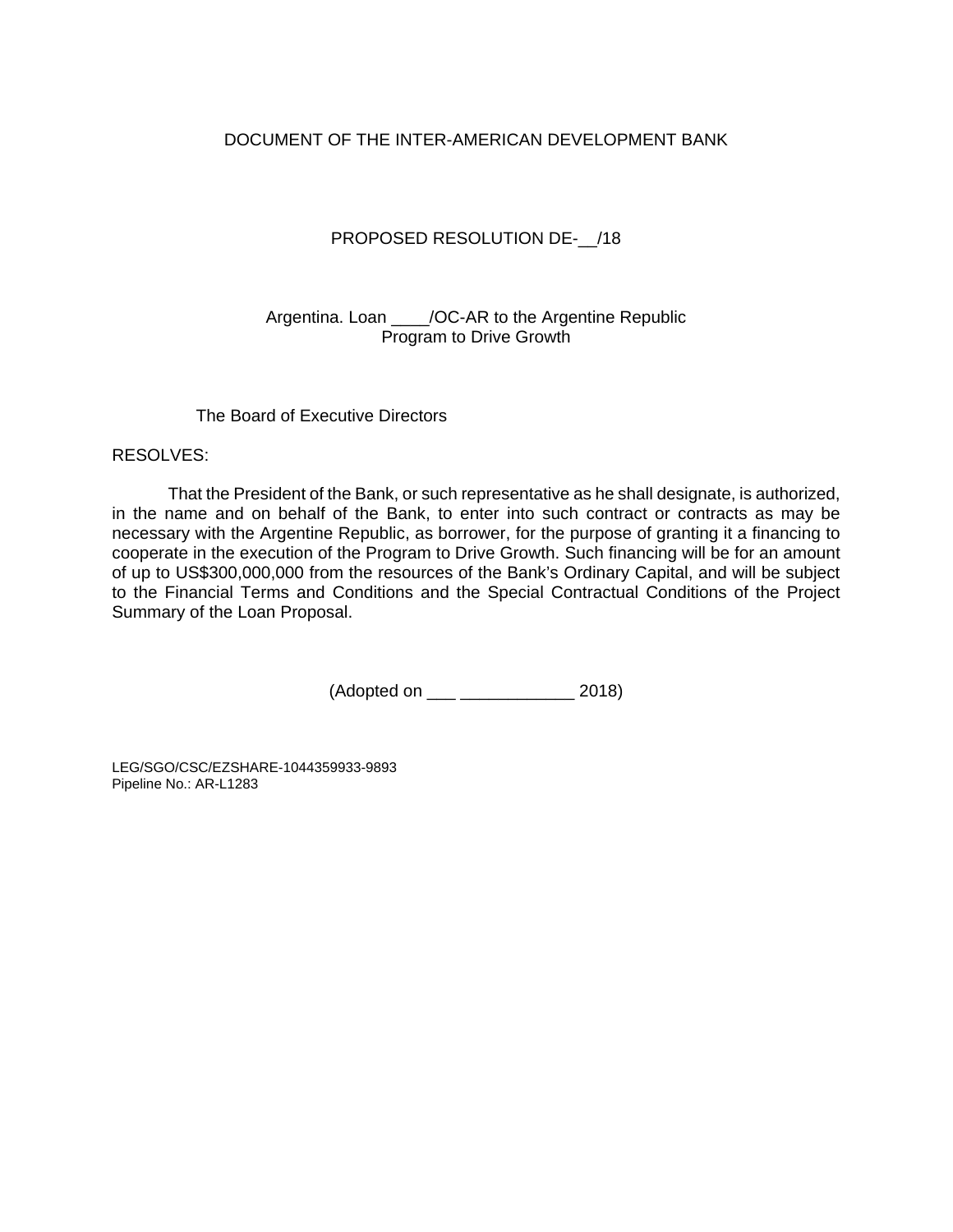DOCUMENT OF THE INTER-AMERICAN DEVELOPMENT BANK

PROPOSED RESOLUTION DE-__/18

Argentina. Loan ____/OC-AR to the Argentine Republic
Program to Drive Growth

The Board of Executive Directors

RESOLVES:

That the President of the Bank, or such representative as he shall designate, is authorized, in the name and on behalf of the Bank, to enter into such contract or contracts as may be necessary with the Argentine Republic, as borrower, for the purpose of granting it a financing to cooperate in the execution of the Program to Drive Growth. Such financing will be for an amount of up to US$300,000,000 from the resources of the Bank's Ordinary Capital, and will be subject to the Financial Terms and Conditions and the Special Contractual Conditions of the Project Summary of the Loan Proposal.

(Adopted on ___ ____________ 2018)

LEG/SGO/CSC/EZSHARE-1044359933-9893
Pipeline No.: AR-L1283